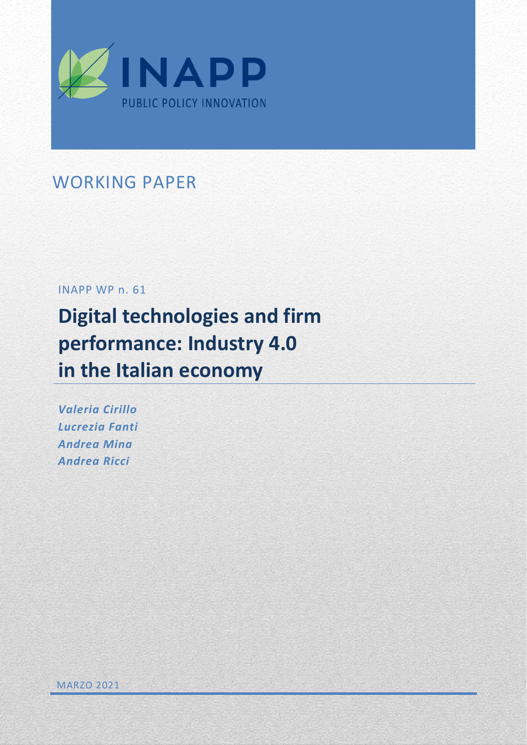INAPP

PUBLIC POLICY INNOVATION

WORKING PAPER

INAPP WP n. 61

# Digital technologies and firm performance: Industry 4.0 in the Italian economy

*Valeria Cirillo*
*Lucrezia Fanti*
*Andrea Mina*
*Andrea Ricci*

MARZO 2021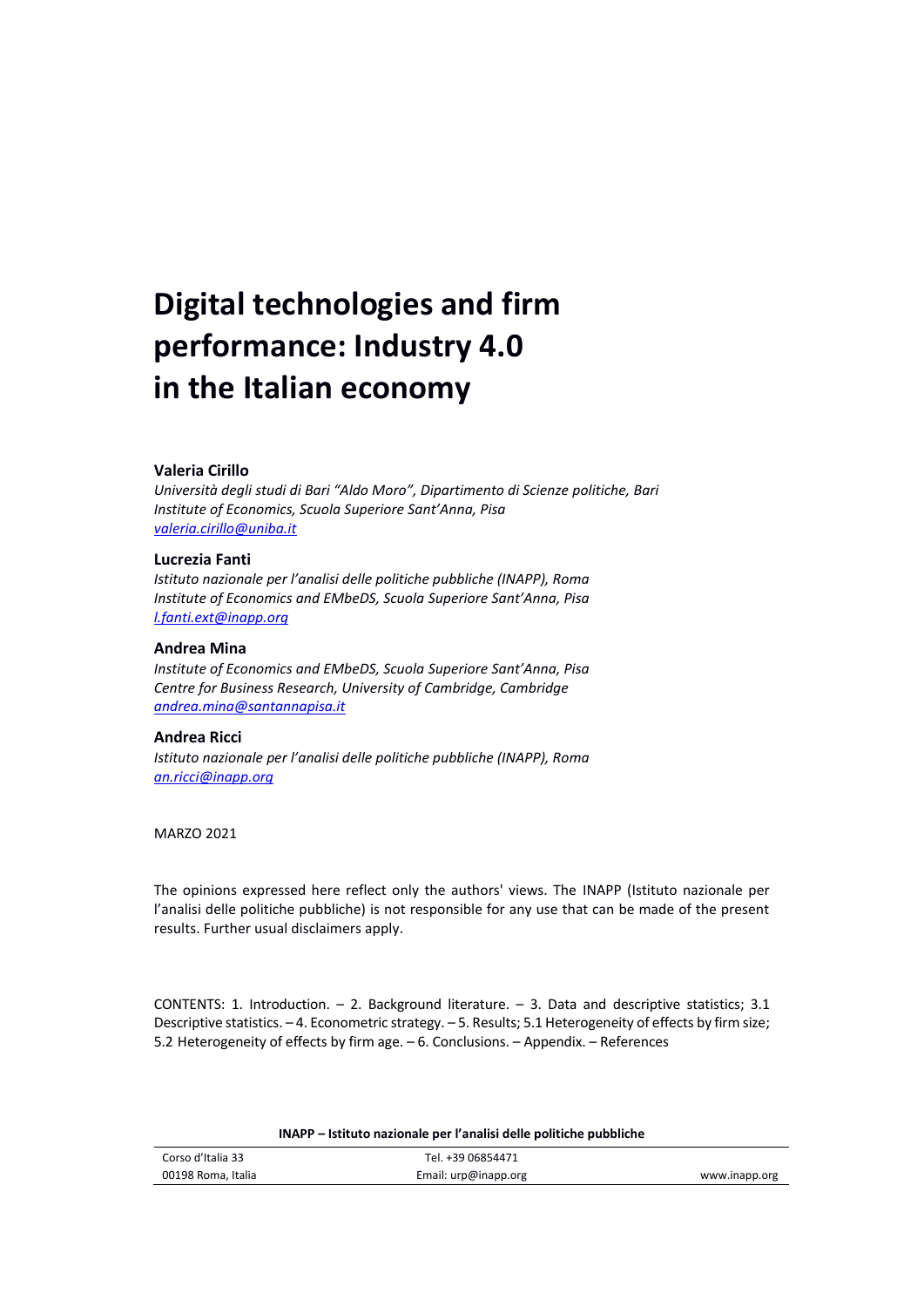# Digital technologies and firm performance: Industry 4.0 in the Italian economy

### Valeria Cirillo

*Università degli studi di Bari "Aldo Moro", Dipartimento di Scienze politiche, Bari*
*Institute of Economics, Scuola Superiore Sant'Anna, Pisa*
*valeria.cirillo@uniba.it*

### Lucrezia Fanti

*Istituto nazionale per l'analisi delle politiche pubbliche (INAPP), Roma*
*Institute of Economics and EMbeDS, Scuola Superiore Sant'Anna, Pisa*
*l.fanti.ext@inapp.org*

### Andrea Mina

*Institute of Economics and EMbeDS, Scuola Superiore Sant'Anna, Pisa*
*Centre for Business Research, University of Cambridge, Cambridge*
*andrea.mina@santannapisa.it*

### Andrea Ricci

*Istituto nazionale per l'analisi delle politiche pubbliche (INAPP), Roma*
*an.ricci@inapp.org*

MARZO 2021

The opinions expressed here reflect only the authors' views. The INAPP (Istituto nazionale per l'analisi delle politiche pubbliche) is not responsible for any use that can be made of the present results. Further usual disclaimers apply.

CONTENTS: 1. Introduction. – 2. Background literature. – 3. Data and descriptive statistics; 3.1 Descriptive statistics. – 4. Econometric strategy. – 5. Results; 5.1 Heterogeneity of effects by firm size; 5.2 Heterogeneity of effects by firm age. – 6. Conclusions. – Appendix. – References

**INAPP – Istituto nazionale per l'analisi delle politiche pubbliche**

| Corso d'Italia 33 | Tel. +39 06854471 | |
|---|---|---|
| 00198 Roma, Italia | Email: urp@inapp.org | www.inapp.org |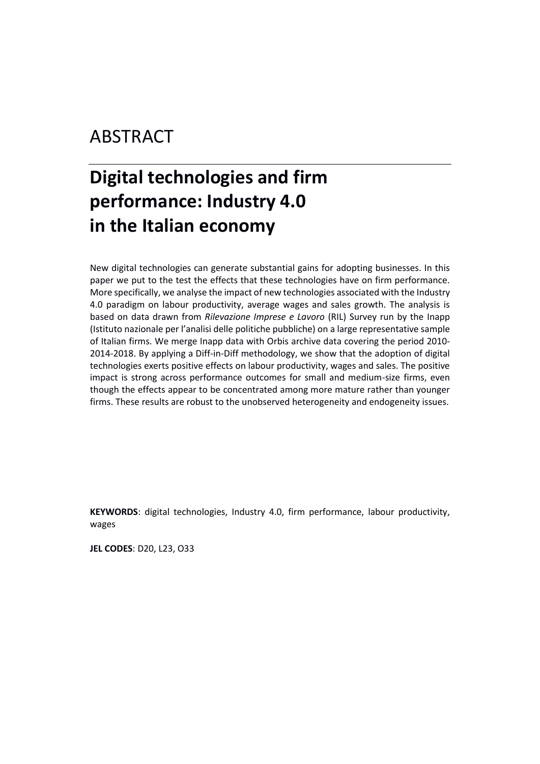# ABSTRACT

## Digital technologies and firm performance: Industry 4.0 in the Italian economy

New digital technologies can generate substantial gains for adopting businesses. In this paper we put to the test the effects that these technologies have on firm performance. More specifically, we analyse the impact of new technologies associated with the Industry 4.0 paradigm on labour productivity, average wages and sales growth. The analysis is based on data drawn from *Rilevazione Imprese e Lavoro* (RIL) Survey run by the Inapp (Istituto nazionale per l'analisi delle politiche pubbliche) on a large representative sample of Italian firms. We merge Inapp data with Orbis archive data covering the period 2010-2014-2018. By applying a Diff-in-Diff methodology, we show that the adoption of digital technologies exerts positive effects on labour productivity, wages and sales. The positive impact is strong across performance outcomes for small and medium-size firms, even though the effects appear to be concentrated among more mature rather than younger firms. These results are robust to the unobserved heterogeneity and endogeneity issues.

**KEYWORDS**: digital technologies, Industry 4.0, firm performance, labour productivity, wages

**JEL CODES**: D20, L23, O33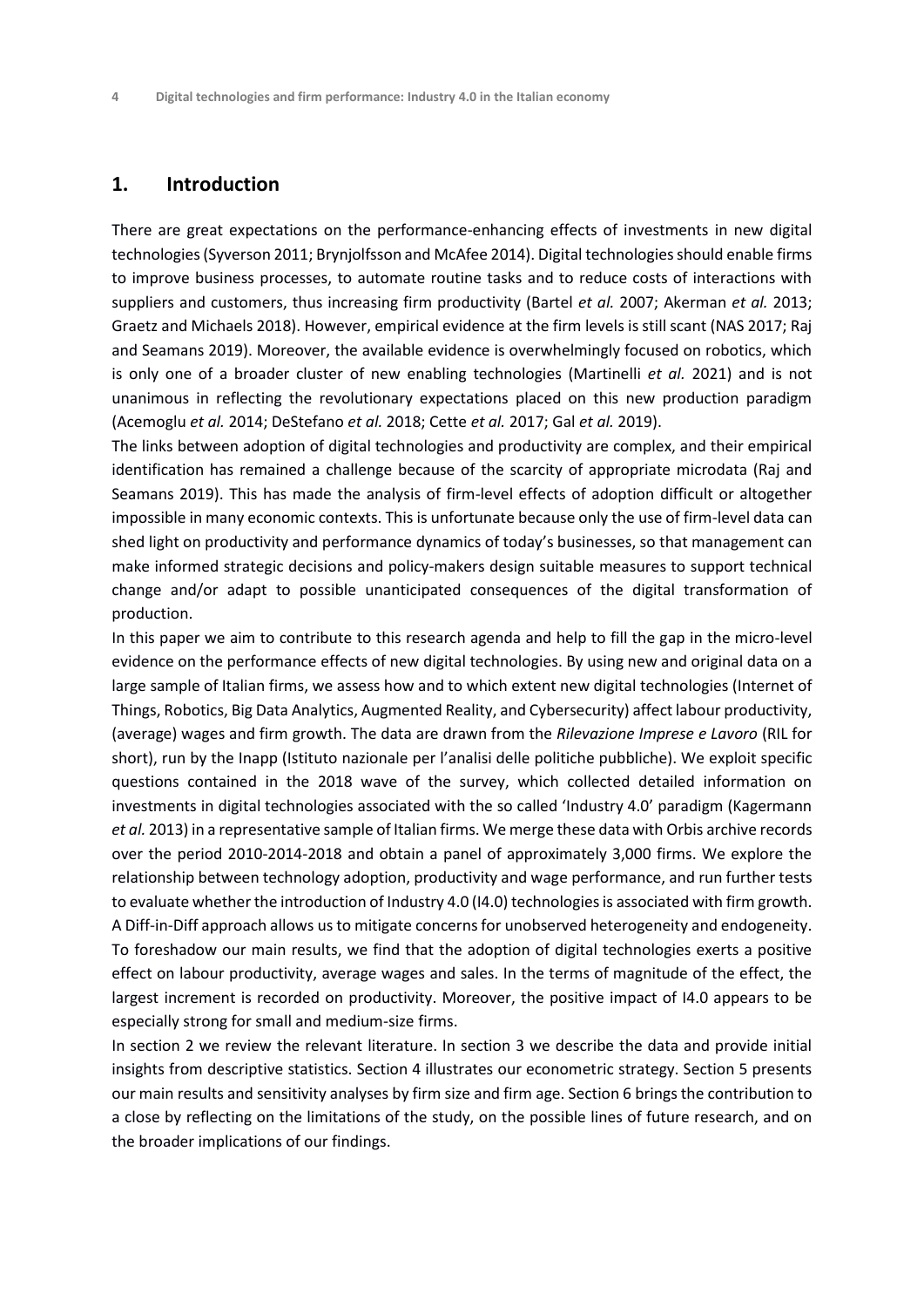## 1. Introduction

There are great expectations on the performance-enhancing effects of investments in new digital technologies (Syverson 2011; Brynjolfsson and McAfee 2014). Digital technologies should enable firms to improve business processes, to automate routine tasks and to reduce costs of interactions with suppliers and customers, thus increasing firm productivity (Bartel *et al.* 2007; Akerman *et al.* 2013; Graetz and Michaels 2018). However, empirical evidence at the firm levels is still scant (NAS 2017; Raj and Seamans 2019). Moreover, the available evidence is overwhelmingly focused on robotics, which is only one of a broader cluster of new enabling technologies (Martinelli *et al.* 2021) and is not unanimous in reflecting the revolutionary expectations placed on this new production paradigm (Acemoglu *et al.* 2014; DeStefano *et al.* 2018; Cette *et al.* 2017; Gal *et al.* 2019).

The links between adoption of digital technologies and productivity are complex, and their empirical identification has remained a challenge because of the scarcity of appropriate microdata (Raj and Seamans 2019). This has made the analysis of firm-level effects of adoption difficult or altogether impossible in many economic contexts. This is unfortunate because only the use of firm-level data can shed light on productivity and performance dynamics of today's businesses, so that management can make informed strategic decisions and policy-makers design suitable measures to support technical change and/or adapt to possible unanticipated consequences of the digital transformation of production.

In this paper we aim to contribute to this research agenda and help to fill the gap in the micro-level evidence on the performance effects of new digital technologies. By using new and original data on a large sample of Italian firms, we assess how and to which extent new digital technologies (Internet of Things, Robotics, Big Data Analytics, Augmented Reality, and Cybersecurity) affect labour productivity, (average) wages and firm growth. The data are drawn from the *Rilevazione Imprese e Lavoro* (RIL for short), run by the Inapp (Istituto nazionale per l'analisi delle politiche pubbliche). We exploit specific questions contained in the 2018 wave of the survey, which collected detailed information on investments in digital technologies associated with the so called 'Industry 4.0' paradigm (Kagermann *et al.* 2013) in a representative sample of Italian firms. We merge these data with Orbis archive records over the period 2010-2014-2018 and obtain a panel of approximately 3,000 firms. We explore the relationship between technology adoption, productivity and wage performance, and run further tests to evaluate whether the introduction of Industry 4.0 (I4.0) technologies is associated with firm growth. A Diff-in-Diff approach allows us to mitigate concerns for unobserved heterogeneity and endogeneity. To foreshadow our main results, we find that the adoption of digital technologies exerts a positive effect on labour productivity, average wages and sales. In the terms of magnitude of the effect, the largest increment is recorded on productivity. Moreover, the positive impact of I4.0 appears to be especially strong for small and medium-size firms.

In section 2 we review the relevant literature. In section 3 we describe the data and provide initial insights from descriptive statistics. Section 4 illustrates our econometric strategy. Section 5 presents our main results and sensitivity analyses by firm size and firm age. Section 6 brings the contribution to a close by reflecting on the limitations of the study, on the possible lines of future research, and on the broader implications of our findings.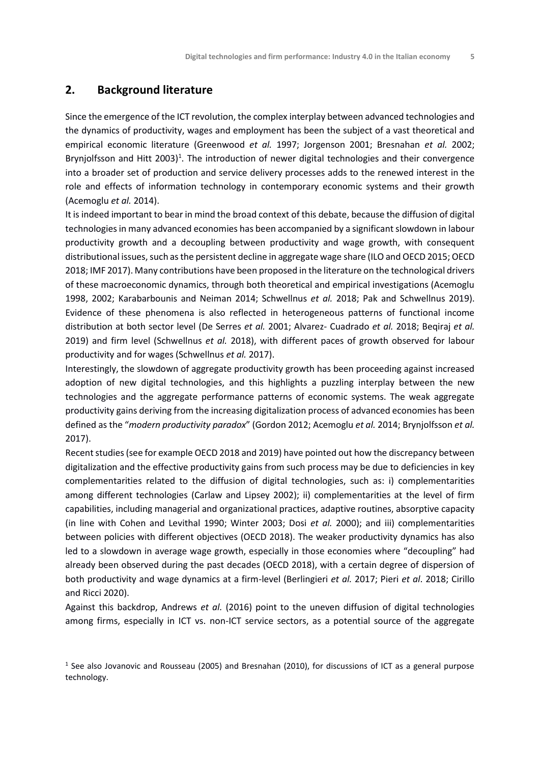## 2. Background literature

Since the emergence of the ICT revolution, the complex interplay between advanced technologies and the dynamics of productivity, wages and employment has been the subject of a vast theoretical and empirical economic literature (Greenwood *et al.* 1997; Jorgenson 2001; Bresnahan *et al.* 2002; Brynjolfsson and Hitt 2003)[1]. The introduction of newer digital technologies and their convergence into a broader set of production and service delivery processes adds to the renewed interest in the role and effects of information technology in contemporary economic systems and their growth (Acemoglu *et al.* 2014).

It is indeed important to bear in mind the broad context of this debate, because the diffusion of digital technologies in many advanced economies has been accompanied by a significant slowdown in labour productivity growth and a decoupling between productivity and wage growth, with consequent distributional issues, such as the persistent decline in aggregate wage share (ILO and OECD 2015; OECD 2018; IMF 2017). Many contributions have been proposed in the literature on the technological drivers of these macroeconomic dynamics, through both theoretical and empirical investigations (Acemoglu 1998, 2002; Karabarbounis and Neiman 2014; Schwellnus *et al.* 2018; Pak and Schwellnus 2019). Evidence of these phenomena is also reflected in heterogeneous patterns of functional income distribution at both sector level (De Serres *et al.* 2001; Alvarez- Cuadrado *et al.* 2018; Beqiraj *et al.* 2019) and firm level (Schwellnus *et al.* 2018), with different paces of growth observed for labour productivity and for wages (Schwellnus *et al.* 2017).

Interestingly, the slowdown of aggregate productivity growth has been proceeding against increased adoption of new digital technologies, and this highlights a puzzling interplay between the new technologies and the aggregate performance patterns of economic systems. The weak aggregate productivity gains deriving from the increasing digitalization process of advanced economies has been defined as the "*modern productivity paradox*" (Gordon 2012; Acemoglu *et al.* 2014; Brynjolfsson *et al.* 2017).

Recent studies (see for example OECD 2018 and 2019) have pointed out how the discrepancy between digitalization and the effective productivity gains from such process may be due to deficiencies in key complementarities related to the diffusion of digital technologies, such as: i) complementarities among different technologies (Carlaw and Lipsey 2002); ii) complementarities at the level of firm capabilities, including managerial and organizational practices, adaptive routines, absorptive capacity (in line with Cohen and Levithal 1990; Winter 2003; Dosi *et al.* 2000); and iii) complementarities between policies with different objectives (OECD 2018). The weaker productivity dynamics has also led to a slowdown in average wage growth, especially in those economies where "decoupling" had already been observed during the past decades (OECD 2018), with a certain degree of dispersion of both productivity and wage dynamics at a firm-level (Berlingieri *et al.* 2017; Pieri *et al*. 2018; Cirillo and Ricci 2020).

Against this backdrop, Andrews *et al.* (2016) point to the uneven diffusion of digital technologies among firms, especially in ICT vs. non-ICT service sectors, as a potential source of the aggregate

[1] See also Jovanovic and Rousseau (2005) and Bresnahan (2010), for discussions of ICT as a general purpose technology.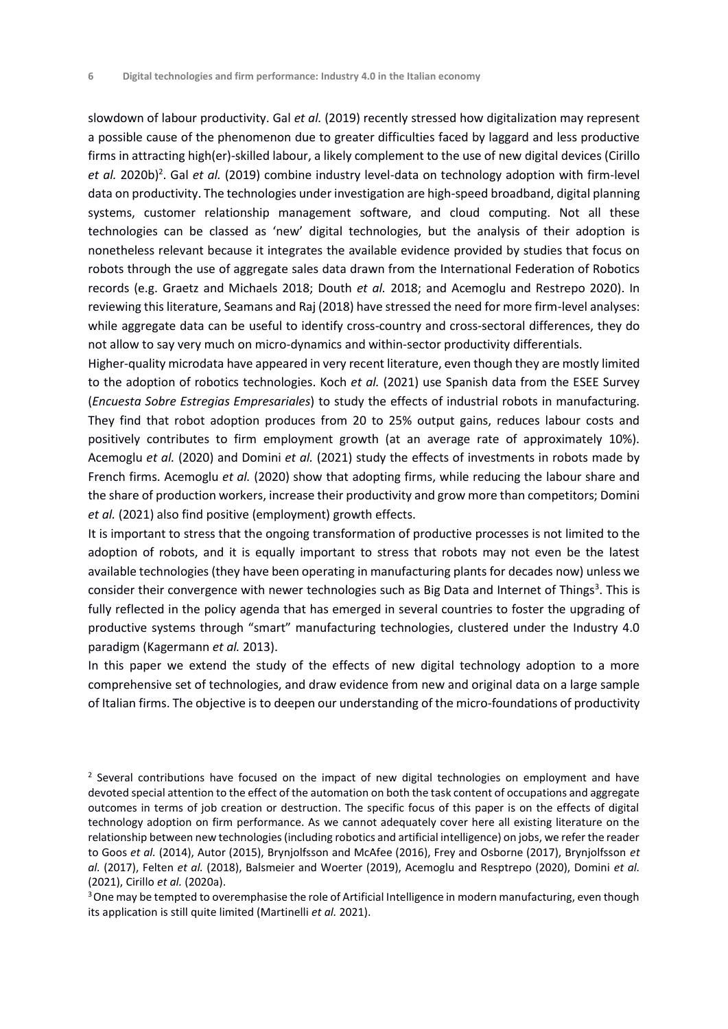slowdown of labour productivity. Gal *et al.* (2019) recently stressed how digitalization may represent a possible cause of the phenomenon due to greater difficulties faced by laggard and less productive firms in attracting high(er)-skilled labour, a likely complement to the use of new digital devices (Cirillo *et al.* 2020b)[2]. Gal *et al.* (2019) combine industry level-data on technology adoption with firm-level data on productivity. The technologies under investigation are high-speed broadband, digital planning systems, customer relationship management software, and cloud computing. Not all these technologies can be classed as 'new' digital technologies, but the analysis of their adoption is nonetheless relevant because it integrates the available evidence provided by studies that focus on robots through the use of aggregate sales data drawn from the International Federation of Robotics records (e.g. Graetz and Michaels 2018; Douth *et al.* 2018; and Acemoglu and Restrepo 2020). In reviewing this literature, Seamans and Raj (2018) have stressed the need for more firm-level analyses: while aggregate data can be useful to identify cross-country and cross-sectoral differences, they do not allow to say very much on micro-dynamics and within-sector productivity differentials.

Higher-quality microdata have appeared in very recent literature, even though they are mostly limited to the adoption of robotics technologies. Koch *et al.* (2021) use Spanish data from the ESEE Survey (*Encuesta Sobre Estregias Empresariales*) to study the effects of industrial robots in manufacturing. They find that robot adoption produces from 20 to 25% output gains, reduces labour costs and positively contributes to firm employment growth (at an average rate of approximately 10%). Acemoglu *et al.* (2020) and Domini *et al.* (2021) study the effects of investments in robots made by French firms. Acemoglu *et al.* (2020) show that adopting firms, while reducing the labour share and the share of production workers, increase their productivity and grow more than competitors; Domini *et al.* (2021) also find positive (employment) growth effects.

It is important to stress that the ongoing transformation of productive processes is not limited to the adoption of robots, and it is equally important to stress that robots may not even be the latest available technologies (they have been operating in manufacturing plants for decades now) unless we consider their convergence with newer technologies such as Big Data and Internet of Things[3]. This is fully reflected in the policy agenda that has emerged in several countries to foster the upgrading of productive systems through "smart" manufacturing technologies, clustered under the Industry 4.0 paradigm (Kagermann *et al.* 2013).

In this paper we extend the study of the effects of new digital technology adoption to a more comprehensive set of technologies, and draw evidence from new and original data on a large sample of Italian firms. The objective is to deepen our understanding of the micro-foundations of productivity

---

[2] Several contributions have focused on the impact of new digital technologies on employment and have devoted special attention to the effect of the automation on both the task content of occupations and aggregate outcomes in terms of job creation or destruction. The specific focus of this paper is on the effects of digital technology adoption on firm performance. As we cannot adequately cover here all existing literature on the relationship between new technologies (including robotics and artificial intelligence) on jobs, we refer the reader to Goos *et al.* (2014), Autor (2015), Brynjolfsson and McAfee (2016), Frey and Osborne (2017), Brynjolfsson *et al.* (2017), Felten *et al.* (2018), Balsmeier and Woerter (2019), Acemoglu and Resptrepo (2020), Domini *et al.* (2021), Cirillo *et al.* (2020a).

[3] One may be tempted to overemphasise the role of Artificial Intelligence in modern manufacturing, even though its application is still quite limited (Martinelli *et al.* 2021).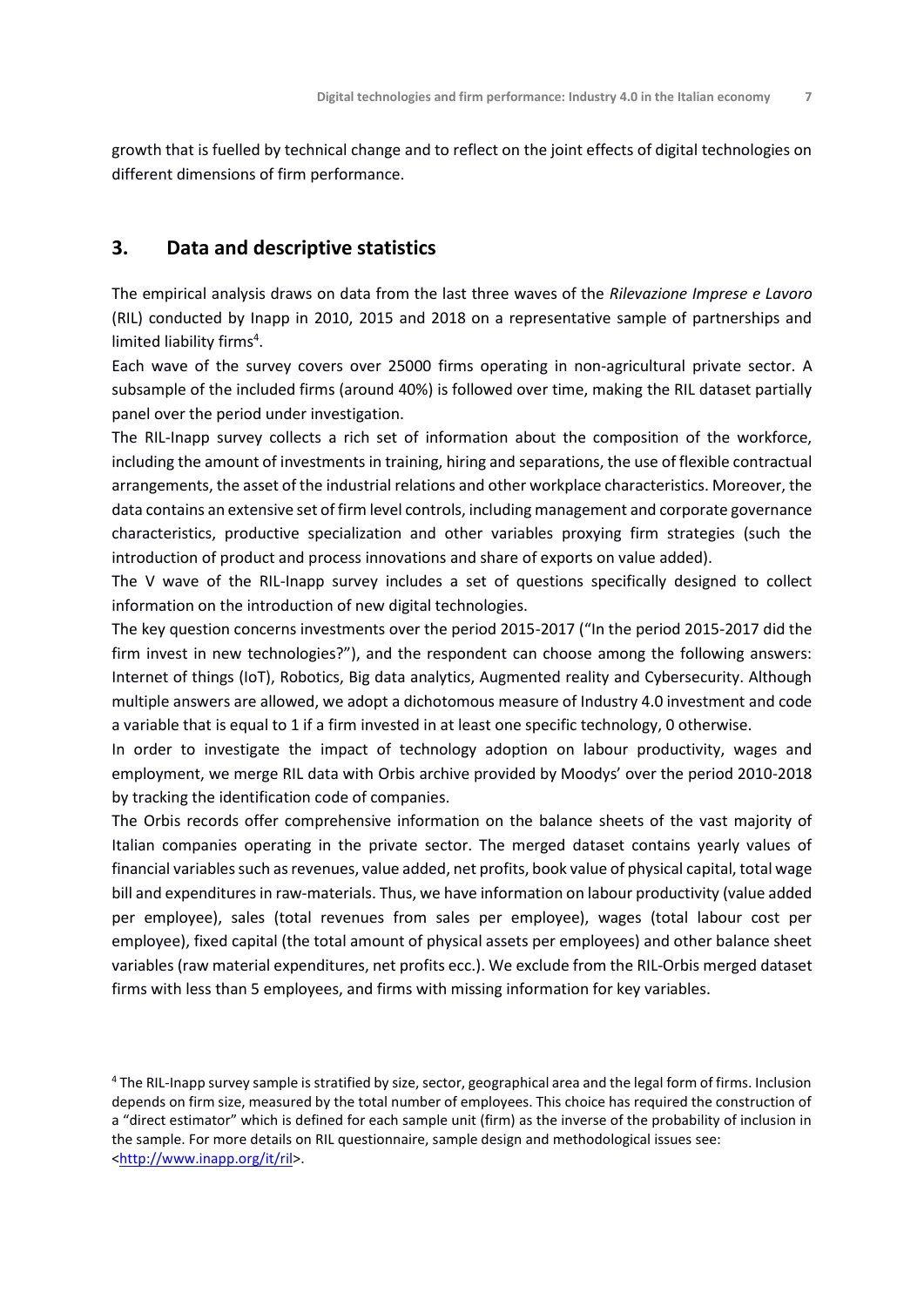growth that is fuelled by technical change and to reflect on the joint effects of digital technologies on different dimensions of firm performance.

## 3. Data and descriptive statistics

The empirical analysis draws on data from the last three waves of the *Rilevazione Imprese e Lavoro* (RIL) conducted by Inapp in 2010, 2015 and 2018 on a representative sample of partnerships and limited liability firms[4].

Each wave of the survey covers over 25000 firms operating in non-agricultural private sector. A subsample of the included firms (around 40%) is followed over time, making the RIL dataset partially panel over the period under investigation.

The RIL-Inapp survey collects a rich set of information about the composition of the workforce, including the amount of investments in training, hiring and separations, the use of flexible contractual arrangements, the asset of the industrial relations and other workplace characteristics. Moreover, the data contains an extensive set of firm level controls, including management and corporate governance characteristics, productive specialization and other variables proxying firm strategies (such the introduction of product and process innovations and share of exports on value added).

The V wave of the RIL-Inapp survey includes a set of questions specifically designed to collect information on the introduction of new digital technologies.

The key question concerns investments over the period 2015-2017 ("In the period 2015-2017 did the firm invest in new technologies?"), and the respondent can choose among the following answers: Internet of things (IoT), Robotics, Big data analytics, Augmented reality and Cybersecurity. Although multiple answers are allowed, we adopt a dichotomous measure of Industry 4.0 investment and code a variable that is equal to 1 if a firm invested in at least one specific technology, 0 otherwise.

In order to investigate the impact of technology adoption on labour productivity, wages and employment, we merge RIL data with Orbis archive provided by Moodys' over the period 2010-2018 by tracking the identification code of companies.

The Orbis records offer comprehensive information on the balance sheets of the vast majority of Italian companies operating in the private sector. The merged dataset contains yearly values of financial variables such as revenues, value added, net profits, book value of physical capital, total wage bill and expenditures in raw-materials. Thus, we have information on labour productivity (value added per employee), sales (total revenues from sales per employee), wages (total labour cost per employee), fixed capital (the total amount of physical assets per employees) and other balance sheet variables (raw material expenditures, net profits ecc.). We exclude from the RIL-Orbis merged dataset firms with less than 5 employees, and firms with missing information for key variables.

[4] The RIL-Inapp survey sample is stratified by size, sector, geographical area and the legal form of firms. Inclusion depends on firm size, measured by the total number of employees. This choice has required the construction of a "direct estimator" which is defined for each sample unit (firm) as the inverse of the probability of inclusion in the sample. For more details on RIL questionnaire, sample design and methodological issues see: <http://www.inapp.org/it/ril>.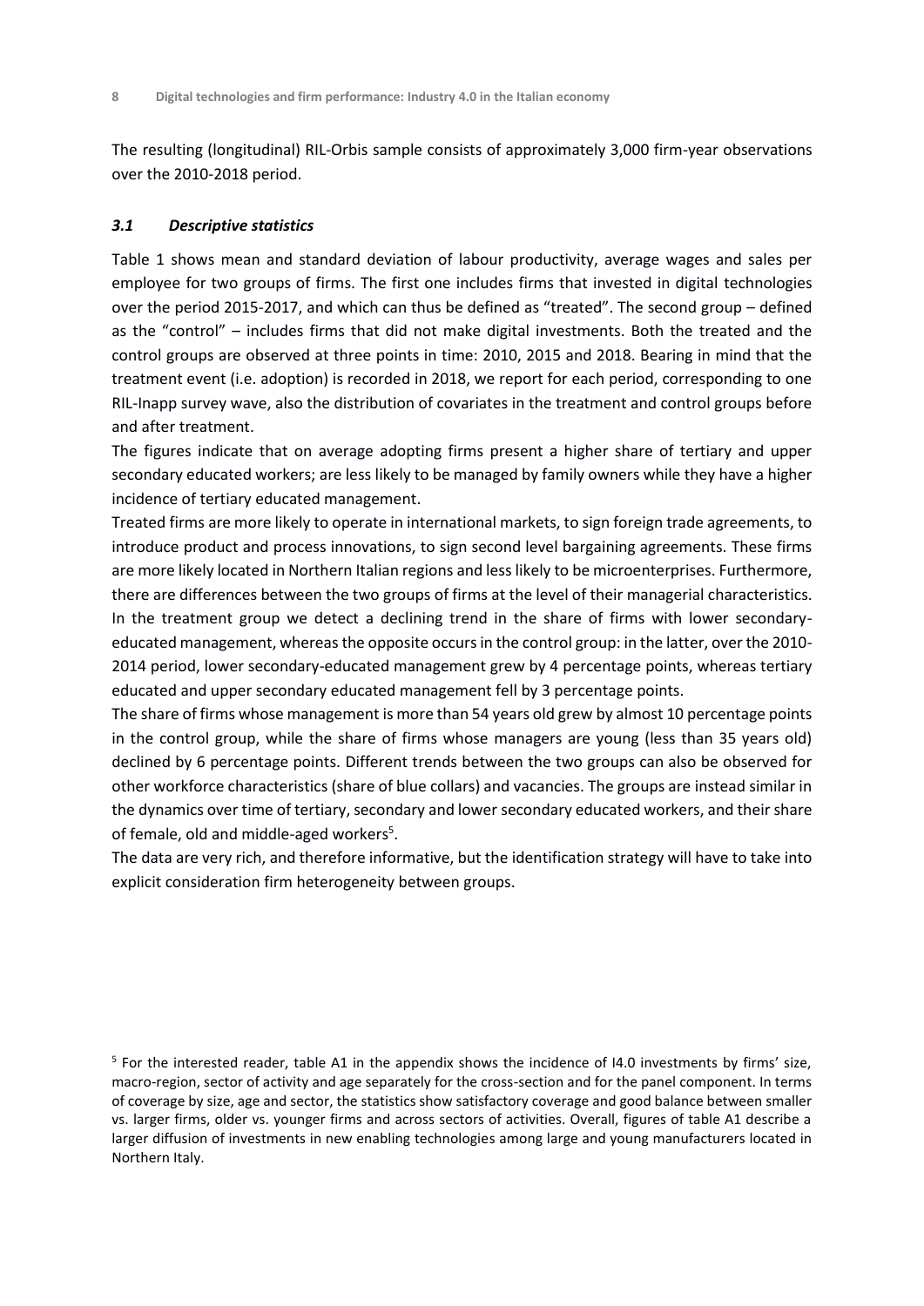The resulting (longitudinal) RIL-Orbis sample consists of approximately 3,000 firm-year observations over the 2010-2018 period.

### *3.1 Descriptive statistics*

Table 1 shows mean and standard deviation of labour productivity, average wages and sales per employee for two groups of firms. The first one includes firms that invested in digital technologies over the period 2015-2017, and which can thus be defined as "treated". The second group – defined as the "control" – includes firms that did not make digital investments. Both the treated and the control groups are observed at three points in time: 2010, 2015 and 2018. Bearing in mind that the treatment event (i.e. adoption) is recorded in 2018, we report for each period, corresponding to one RIL-Inapp survey wave, also the distribution of covariates in the treatment and control groups before and after treatment.

The figures indicate that on average adopting firms present a higher share of tertiary and upper secondary educated workers; are less likely to be managed by family owners while they have a higher incidence of tertiary educated management.

Treated firms are more likely to operate in international markets, to sign foreign trade agreements, to introduce product and process innovations, to sign second level bargaining agreements. These firms are more likely located in Northern Italian regions and less likely to be microenterprises. Furthermore, there are differences between the two groups of firms at the level of their managerial characteristics. In the treatment group we detect a declining trend in the share of firms with lower secondary-educated management, whereas the opposite occurs in the control group: in the latter, over the 2010-2014 period, lower secondary-educated management grew by 4 percentage points, whereas tertiary educated and upper secondary educated management fell by 3 percentage points.

The share of firms whose management is more than 54 years old grew by almost 10 percentage points in the control group, while the share of firms whose managers are young (less than 35 years old) declined by 6 percentage points. Different trends between the two groups can also be observed for other workforce characteristics (share of blue collars) and vacancies. The groups are instead similar in the dynamics over time of tertiary, secondary and lower secondary educated workers, and their share of female, old and middle-aged workers[5].

The data are very rich, and therefore informative, but the identification strategy will have to take into explicit consideration firm heterogeneity between groups.

[5] For the interested reader, table A1 in the appendix shows the incidence of I4.0 investments by firms' size, macro-region, sector of activity and age separately for the cross-section and for the panel component. In terms of coverage by size, age and sector, the statistics show satisfactory coverage and good balance between smaller vs. larger firms, older vs. younger firms and across sectors of activities. Overall, figures of table A1 describe a larger diffusion of investments in new enabling technologies among large and young manufacturers located in Northern Italy.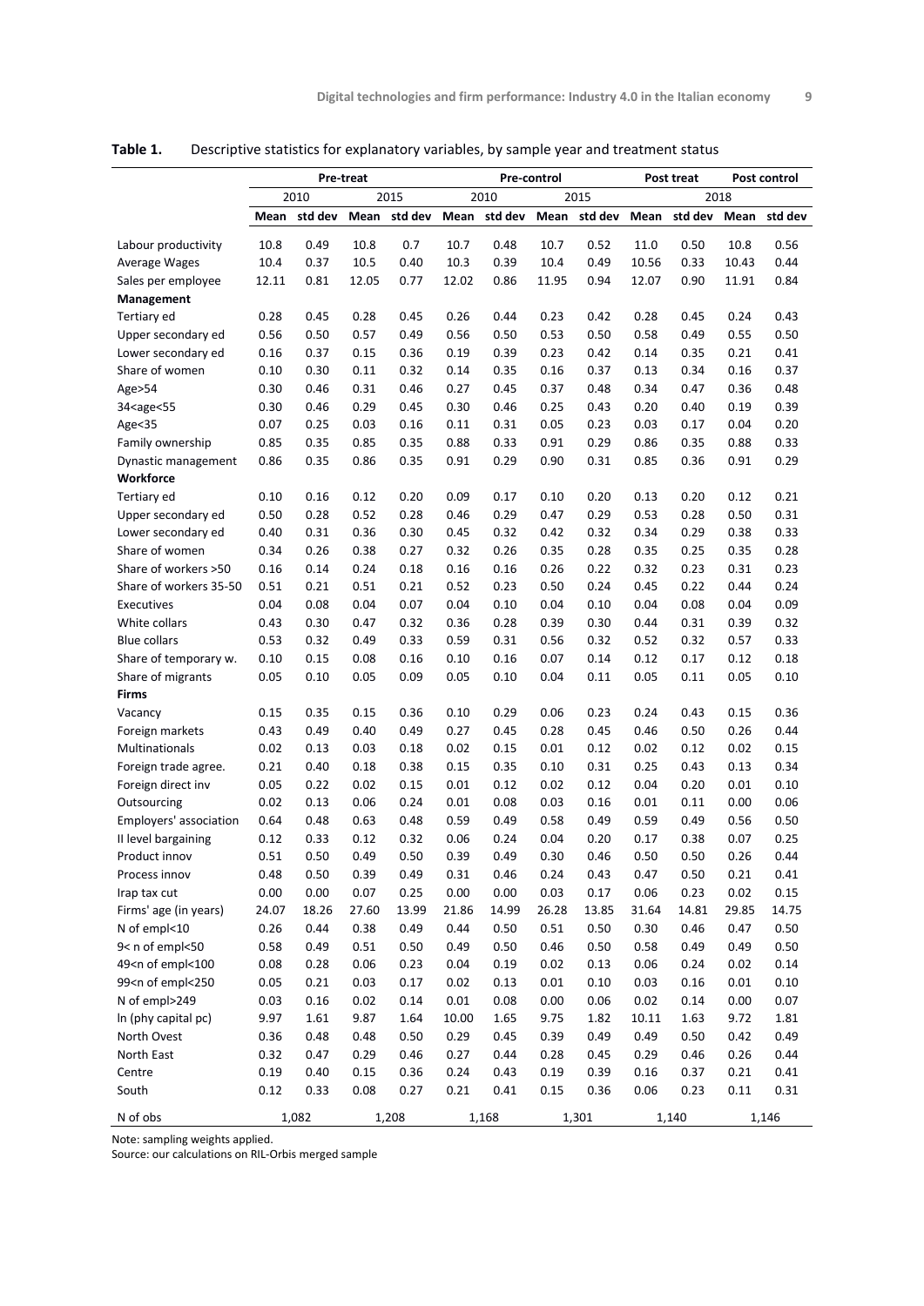**Table 1.** Descriptive statistics for explanatory variables, by sample year and treatment status

| | Pre-treat | | | | Pre-control | | | | Post treat | | Post control | |
|---|---|---|---|---|---|---|---|---|---|---|---|---|
| | 2010 | | 2015 | | 2010 | | 2015 | | 2018 | | | |
| | Mean | std dev | Mean | std dev | Mean | std dev | Mean | std dev | Mean | std dev | Mean | std dev |
| Labour productivity | 10.8 | 0.49 | 10.8 | 0.7 | 10.7 | 0.48 | 10.7 | 0.52 | 11.0 | 0.50 | 10.8 | 0.56 |
| Average Wages | 10.4 | 0.37 | 10.5 | 0.40 | 10.3 | 0.39 | 10.4 | 0.49 | 10.56 | 0.33 | 10.43 | 0.44 |
| Sales per employee | 12.11 | 0.81 | 12.05 | 0.77 | 12.02 | 0.86 | 11.95 | 0.94 | 12.07 | 0.90 | 11.91 | 0.84 |
| **Management** | | | | | | | | | | | | |
| Tertiary ed | 0.28 | 0.45 | 0.28 | 0.45 | 0.26 | 0.44 | 0.23 | 0.42 | 0.28 | 0.45 | 0.24 | 0.43 |
| Upper secondary ed | 0.56 | 0.50 | 0.57 | 0.49 | 0.56 | 0.50 | 0.53 | 0.50 | 0.58 | 0.49 | 0.55 | 0.50 |
| Lower secondary ed | 0.16 | 0.37 | 0.15 | 0.36 | 0.19 | 0.39 | 0.23 | 0.42 | 0.14 | 0.35 | 0.21 | 0.41 |
| Share of women | 0.10 | 0.30 | 0.11 | 0.32 | 0.14 | 0.35 | 0.16 | 0.37 | 0.13 | 0.34 | 0.16 | 0.37 |
| Age>54 | 0.30 | 0.46 | 0.31 | 0.46 | 0.27 | 0.45 | 0.37 | 0.48 | 0.34 | 0.47 | 0.36 | 0.48 |
| 34<age<55 | 0.30 | 0.46 | 0.29 | 0.45 | 0.30 | 0.46 | 0.25 | 0.43 | 0.20 | 0.40 | 0.19 | 0.39 |
| Age<35 | 0.07 | 0.25 | 0.03 | 0.16 | 0.11 | 0.31 | 0.05 | 0.23 | 0.03 | 0.17 | 0.04 | 0.20 |
| Family ownership | 0.85 | 0.35 | 0.85 | 0.35 | 0.88 | 0.33 | 0.91 | 0.29 | 0.86 | 0.35 | 0.88 | 0.33 |
| Dynastic management | 0.86 | 0.35 | 0.86 | 0.35 | 0.91 | 0.29 | 0.90 | 0.31 | 0.85 | 0.36 | 0.91 | 0.29 |
| **Workforce** | | | | | | | | | | | | |
| Tertiary ed | 0.10 | 0.16 | 0.12 | 0.20 | 0.09 | 0.17 | 0.10 | 0.20 | 0.13 | 0.20 | 0.12 | 0.21 |
| Upper secondary ed | 0.50 | 0.28 | 0.52 | 0.28 | 0.46 | 0.29 | 0.47 | 0.29 | 0.53 | 0.28 | 0.50 | 0.31 |
| Lower secondary ed | 0.40 | 0.31 | 0.36 | 0.30 | 0.45 | 0.32 | 0.42 | 0.32 | 0.34 | 0.29 | 0.38 | 0.33 |
| Share of women | 0.34 | 0.26 | 0.38 | 0.27 | 0.32 | 0.26 | 0.35 | 0.28 | 0.35 | 0.25 | 0.35 | 0.28 |
| Share of workers >50 | 0.16 | 0.14 | 0.24 | 0.18 | 0.16 | 0.16 | 0.26 | 0.22 | 0.32 | 0.23 | 0.31 | 0.23 |
| Share of workers 35-50 | 0.51 | 0.21 | 0.51 | 0.21 | 0.52 | 0.23 | 0.50 | 0.24 | 0.45 | 0.22 | 0.44 | 0.24 |
| Executives | 0.04 | 0.08 | 0.04 | 0.07 | 0.04 | 0.10 | 0.04 | 0.10 | 0.04 | 0.08 | 0.04 | 0.09 |
| White collars | 0.43 | 0.30 | 0.47 | 0.32 | 0.36 | 0.28 | 0.39 | 0.30 | 0.44 | 0.31 | 0.39 | 0.32 |
| Blue collars | 0.53 | 0.32 | 0.49 | 0.33 | 0.59 | 0.31 | 0.56 | 0.32 | 0.52 | 0.32 | 0.57 | 0.33 |
| Share of temporary w. | 0.10 | 0.15 | 0.08 | 0.16 | 0.10 | 0.16 | 0.07 | 0.14 | 0.12 | 0.17 | 0.12 | 0.18 |
| Share of migrants | 0.05 | 0.10 | 0.05 | 0.09 | 0.05 | 0.10 | 0.04 | 0.11 | 0.05 | 0.11 | 0.05 | 0.10 |
| **Firms** | | | | | | | | | | | | |
| Vacancy | 0.15 | 0.35 | 0.15 | 0.36 | 0.10 | 0.29 | 0.06 | 0.23 | 0.24 | 0.43 | 0.15 | 0.36 |
| Foreign markets | 0.43 | 0.49 | 0.40 | 0.49 | 0.27 | 0.45 | 0.28 | 0.45 | 0.46 | 0.50 | 0.26 | 0.44 |
| Multinationals | 0.02 | 0.13 | 0.03 | 0.18 | 0.02 | 0.15 | 0.01 | 0.12 | 0.02 | 0.12 | 0.02 | 0.15 |
| Foreign trade agree. | 0.21 | 0.40 | 0.18 | 0.38 | 0.15 | 0.35 | 0.10 | 0.31 | 0.25 | 0.43 | 0.13 | 0.34 |
| Foreign direct inv | 0.05 | 0.22 | 0.02 | 0.15 | 0.01 | 0.12 | 0.02 | 0.12 | 0.04 | 0.20 | 0.01 | 0.10 |
| Outsourcing | 0.02 | 0.13 | 0.06 | 0.24 | 0.01 | 0.08 | 0.03 | 0.16 | 0.01 | 0.11 | 0.00 | 0.06 |
| Employers' association | 0.64 | 0.48 | 0.63 | 0.48 | 0.59 | 0.49 | 0.58 | 0.49 | 0.59 | 0.49 | 0.56 | 0.50 |
| II level bargaining | 0.12 | 0.33 | 0.12 | 0.32 | 0.06 | 0.24 | 0.04 | 0.20 | 0.17 | 0.38 | 0.07 | 0.25 |
| Product innov | 0.51 | 0.50 | 0.49 | 0.50 | 0.39 | 0.49 | 0.30 | 0.46 | 0.50 | 0.50 | 0.26 | 0.44 |
| Process innov | 0.48 | 0.50 | 0.39 | 0.49 | 0.31 | 0.46 | 0.24 | 0.43 | 0.47 | 0.50 | 0.21 | 0.41 |
| Irap tax cut | 0.00 | 0.00 | 0.07 | 0.25 | 0.00 | 0.00 | 0.03 | 0.17 | 0.06 | 0.23 | 0.02 | 0.15 |
| Firms' age (in years) | 24.07 | 18.26 | 27.60 | 13.99 | 21.86 | 14.99 | 26.28 | 13.85 | 31.64 | 14.81 | 29.85 | 14.75 |
| N of empl<10 | 0.26 | 0.44 | 0.38 | 0.49 | 0.44 | 0.50 | 0.51 | 0.50 | 0.30 | 0.46 | 0.47 | 0.50 |
| 9< n of empl<50 | 0.58 | 0.49 | 0.51 | 0.50 | 0.49 | 0.50 | 0.46 | 0.50 | 0.58 | 0.49 | 0.49 | 0.50 |
| 49<n of empl<100 | 0.08 | 0.28 | 0.06 | 0.23 | 0.04 | 0.19 | 0.02 | 0.13 | 0.06 | 0.24 | 0.02 | 0.14 |
| 99<n of empl<250 | 0.05 | 0.21 | 0.03 | 0.17 | 0.02 | 0.13 | 0.01 | 0.10 | 0.03 | 0.16 | 0.01 | 0.10 |
| N of empl>249 | 0.03 | 0.16 | 0.02 | 0.14 | 0.01 | 0.08 | 0.00 | 0.06 | 0.02 | 0.14 | 0.00 | 0.07 |
| ln (phy capital pc) | 9.97 | 1.61 | 9.87 | 1.64 | 10.00 | 1.65 | 9.75 | 1.82 | 10.11 | 1.63 | 9.72 | 1.81 |
| North Ovest | 0.36 | 0.48 | 0.48 | 0.50 | 0.29 | 0.45 | 0.39 | 0.49 | 0.49 | 0.50 | 0.42 | 0.49 |
| North East | 0.32 | 0.47 | 0.29 | 0.46 | 0.27 | 0.44 | 0.28 | 0.45 | 0.29 | 0.46 | 0.26 | 0.44 |
| Centre | 0.19 | 0.40 | 0.15 | 0.36 | 0.24 | 0.43 | 0.19 | 0.39 | 0.16 | 0.37 | 0.21 | 0.41 |
| South | 0.12 | 0.33 | 0.08 | 0.27 | 0.21 | 0.41 | 0.15 | 0.36 | 0.06 | 0.23 | 0.11 | 0.31 |
| N of obs | 1,082 | | 1,208 | | 1,168 | | 1,301 | | 1,140 | | 1,146 | |

Note: sampling weights applied.
Source: our calculations on RIL-Orbis merged sample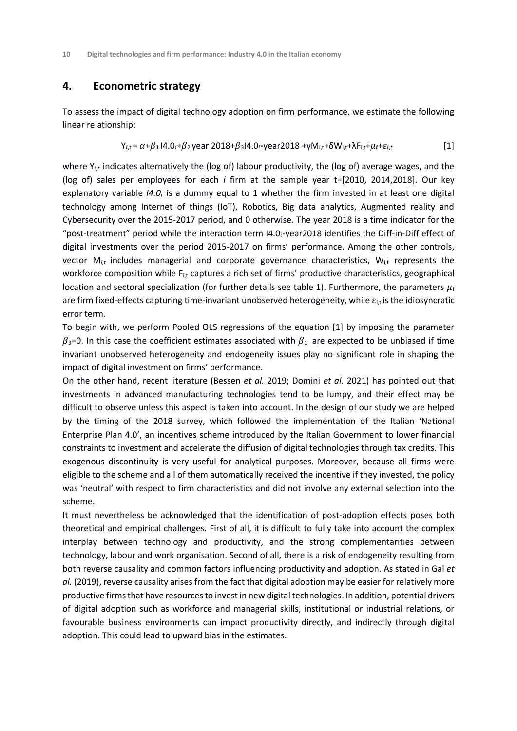## 4. Econometric strategy

To assess the impact of digital technology adoption on firm performance, we estimate the following linear relationship:

$$Y_{i,t} = \alpha + \beta_1 I4.0_i + \beta_2 \text{ year } 2018 + \beta_3 I4.0_i {*} \text{year} 2018 + \gamma M_{i,t} + \delta W_{i,t} + \lambda F_{i,t} + \mu_i + \varepsilon_{i,t} \quad [1]$$

where $Y_{i,t}$ indicates alternatively the (log of) labour productivity, the (log of) average wages, and the (log of) sales per employees for each *i* firm at the sample year t=[2010, 2014,2018]. Our key explanatory variable *I4.0$_i$* is a dummy equal to 1 whether the firm invested in at least one digital technology among Internet of things (IoT), Robotics, Big data analytics, Augmented reality and Cybersecurity over the 2015-2017 period, and 0 otherwise. The year 2018 is a time indicator for the "post-treatment" period while the interaction term $I4.0_i{*}$year2018 identifies the Diff-in-Diff effect of digital investments over the period 2015-2017 on firms' performance. Among the other controls, vector $M_{i,t}$ includes managerial and corporate governance characteristics, $W_{i,t}$ represents the workforce composition while $F_{i,t}$ captures a rich set of firms' productive characteristics, geographical location and sectoral specialization (for further details see table 1). Furthermore, the parameters $\mu_i$ are firm fixed-effects capturing time-invariant unobserved heterogeneity, while $\varepsilon_{i,t}$ is the idiosyncratic error term.

To begin with, we perform Pooled OLS regressions of the equation [1] by imposing the parameter $\beta_3$=0. In this case the coefficient estimates associated with $\beta_1$ are expected to be unbiased if time invariant unobserved heterogeneity and endogeneity issues play no significant role in shaping the impact of digital investment on firms' performance.

On the other hand, recent literature (Bessen *et al.* 2019; Domini *et al.* 2021) has pointed out that investments in advanced manufacturing technologies tend to be lumpy, and their effect may be difficult to observe unless this aspect is taken into account. In the design of our study we are helped by the timing of the 2018 survey, which followed the implementation of the Italian 'National Enterprise Plan 4.0', an incentives scheme introduced by the Italian Government to lower financial constraints to investment and accelerate the diffusion of digital technologies through tax credits. This exogenous discontinuity is very useful for analytical purposes. Moreover, because all firms were eligible to the scheme and all of them automatically received the incentive if they invested, the policy was 'neutral' with respect to firm characteristics and did not involve any external selection into the scheme.

It must nevertheless be acknowledged that the identification of post-adoption effects poses both theoretical and empirical challenges. First of all, it is difficult to fully take into account the complex interplay between technology and productivity, and the strong complementarities between technology, labour and work organisation. Second of all, there is a risk of endogeneity resulting from both reverse causality and common factors influencing productivity and adoption. As stated in Gal *et al.* (2019), reverse causality arises from the fact that digital adoption may be easier for relatively more productive firms that have resources to invest in new digital technologies. In addition, potential drivers of digital adoption such as workforce and managerial skills, institutional or industrial relations, or favourable business environments can impact productivity directly, and indirectly through digital adoption. This could lead to upward bias in the estimates.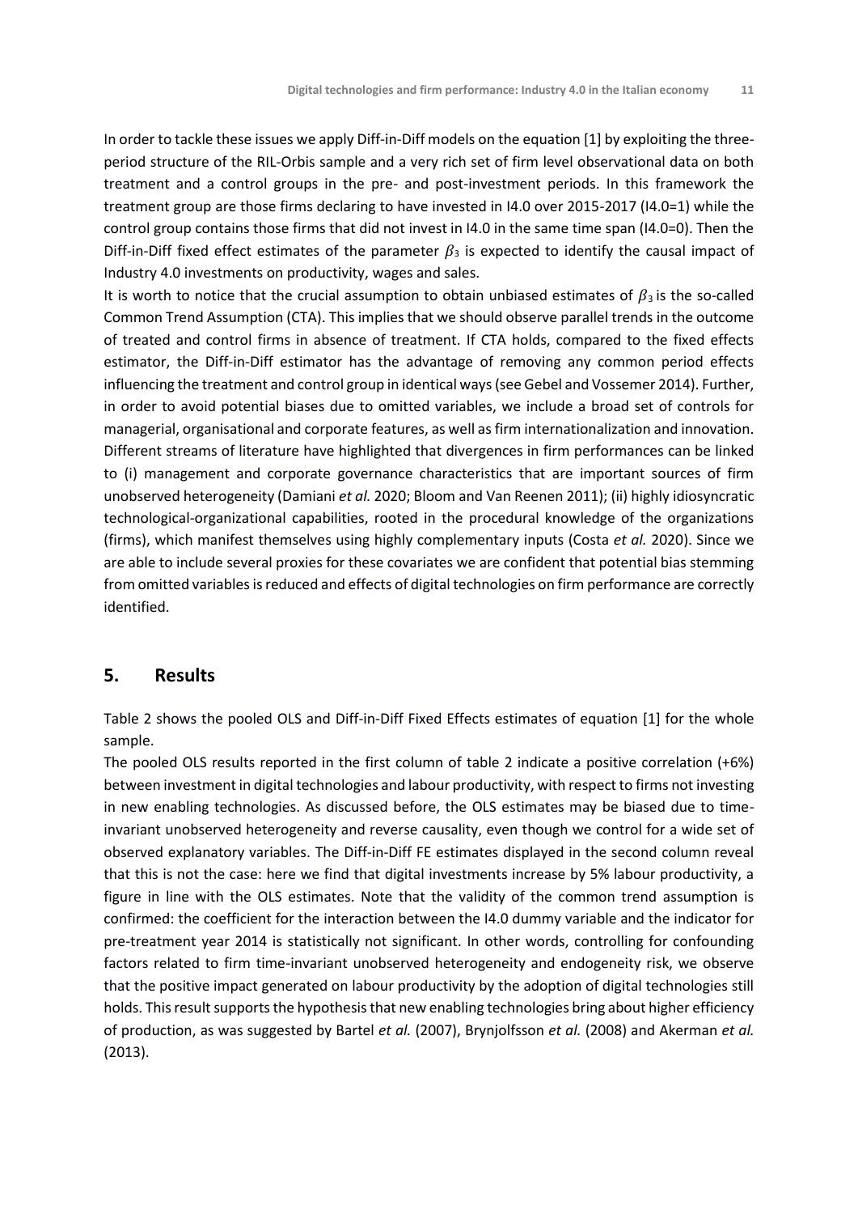In order to tackle these issues we apply Diff-in-Diff models on the equation [1] by exploiting the three-period structure of the RIL-Orbis sample and a very rich set of firm level observational data on both treatment and a control groups in the pre- and post-investment periods. In this framework the treatment group are those firms declaring to have invested in I4.0 over 2015-2017 (I4.0=1) while the control group contains those firms that did not invest in I4.0 in the same time span (I4.0=0). Then the Diff-in-Diff fixed effect estimates of the parameter $\beta_3$ is expected to identify the causal impact of Industry 4.0 investments on productivity, wages and sales.

It is worth to notice that the crucial assumption to obtain unbiased estimates of $\beta_3$ is the so-called Common Trend Assumption (CTA). This implies that we should observe parallel trends in the outcome of treated and control firms in absence of treatment. If CTA holds, compared to the fixed effects estimator, the Diff-in-Diff estimator has the advantage of removing any common period effects influencing the treatment and control group in identical ways (see Gebel and Vossemer 2014). Further, in order to avoid potential biases due to omitted variables, we include a broad set of controls for managerial, organisational and corporate features, as well as firm internationalization and innovation. Different streams of literature have highlighted that divergences in firm performances can be linked to (i) management and corporate governance characteristics that are important sources of firm unobserved heterogeneity (Damiani *et al.* 2020; Bloom and Van Reenen 2011); (ii) highly idiosyncratic technological-organizational capabilities, rooted in the procedural knowledge of the organizations (firms), which manifest themselves using highly complementary inputs (Costa *et al.* 2020). Since we are able to include several proxies for these covariates we are confident that potential bias stemming from omitted variables is reduced and effects of digital technologies on firm performance are correctly identified.

## 5. Results

Table 2 shows the pooled OLS and Diff-in-Diff Fixed Effects estimates of equation [1] for the whole sample.

The pooled OLS results reported in the first column of table 2 indicate a positive correlation (+6%) between investment in digital technologies and labour productivity, with respect to firms not investing in new enabling technologies. As discussed before, the OLS estimates may be biased due to time-invariant unobserved heterogeneity and reverse causality, even though we control for a wide set of observed explanatory variables. The Diff-in-Diff FE estimates displayed in the second column reveal that this is not the case: here we find that digital investments increase by 5% labour productivity, a figure in line with the OLS estimates. Note that the validity of the common trend assumption is confirmed: the coefficient for the interaction between the I4.0 dummy variable and the indicator for pre-treatment year 2014 is statistically not significant. In other words, controlling for confounding factors related to firm time-invariant unobserved heterogeneity and endogeneity risk, we observe that the positive impact generated on labour productivity by the adoption of digital technologies still holds. This result supports the hypothesis that new enabling technologies bring about higher efficiency of production, as was suggested by Bartel *et al.* (2007), Brynjolfsson *et al.* (2008) and Akerman *et al.* (2013).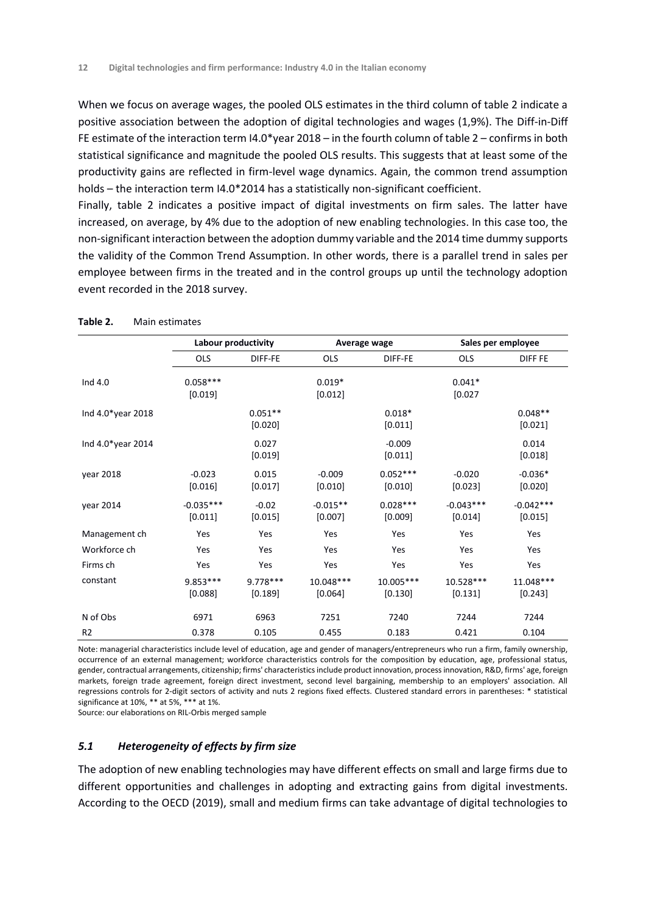When we focus on average wages, the pooled OLS estimates in the third column of table 2 indicate a positive association between the adoption of digital technologies and wages (1,9%). The Diff-in-Diff FE estimate of the interaction term I4.0*year 2018 – in the fourth column of table 2 – confirms in both statistical significance and magnitude the pooled OLS results. This suggests that at least some of the productivity gains are reflected in firm-level wage dynamics. Again, the common trend assumption holds – the interaction term I4.0*2014 has a statistically non-significant coefficient.

Finally, table 2 indicates a positive impact of digital investments on firm sales. The latter have increased, on average, by 4% due to the adoption of new enabling technologies. In this case too, the non-significant interaction between the adoption dummy variable and the 2014 time dummy supports the validity of the Common Trend Assumption. In other words, there is a parallel trend in sales per employee between firms in the treated and in the control groups up until the technology adoption event recorded in the 2018 survey.

**Table 2.** Main estimates

| | Labour productivity | | Average wage | | Sales per employee | |
|---|---|---|---|---|---|---|
| | OLS | DIFF-FE | OLS | DIFF-FE | OLS | DIFF FE |
| Ind 4.0 | 0.058*** [0.019] | | 0.019* [0.012] | | 0.041* [0.027 | |
| Ind 4.0*year 2018 | | 0.051** [0.020] | | 0.018* [0.011] | | 0.048** [0.021] |
| Ind 4.0*year 2014 | | 0.027 [0.019] | | -0.009 [0.011] | | 0.014 [0.018] |
| year 2018 | -0.023 [0.016] | 0.015 [0.017] | -0.009 [0.010] | 0.052*** [0.010] | -0.020 [0.023] | -0.036* [0.020] |
| year 2014 | -0.035*** [0.011] | -0.02 [0.015] | -0.015** [0.007] | 0.028*** [0.009] | -0.043*** [0.014] | -0.042*** [0.015] |
| Management ch | Yes | Yes | Yes | Yes | Yes | Yes |
| Workforce ch | Yes | Yes | Yes | Yes | Yes | Yes |
| Firms ch | Yes | Yes | Yes | Yes | Yes | Yes |
| constant | 9.853*** [0.088] | 9.778*** [0.189] | 10.048*** [0.064] | 10.005*** [0.130] | 10.528*** [0.131] | 11.048*** [0.243] |
| N of Obs | 6971 | 6963 | 7251 | 7240 | 7244 | 7244 |
| R2 | 0.378 | 0.105 | 0.455 | 0.183 | 0.421 | 0.104 |

Note: managerial characteristics include level of education, age and gender of managers/entrepreneurs who run a firm, family ownership, occurrence of an external management; workforce characteristics controls for the composition by education, age, professional status, gender, contractual arrangements, citizenship; firms' characteristics include product innovation, process innovation, R&D, firms' age, foreign markets, foreign trade agreement, foreign direct investment, second level bargaining, membership to an employers' association. All regressions controls for 2-digit sectors of activity and nuts 2 regions fixed effects. Clustered standard errors in parentheses: * statistical significance at 10%, ** at 5%, *** at 1%.

Source: our elaborations on RIL-Orbis merged sample

### *5.1 Heterogeneity of effects by firm size*

The adoption of new enabling technologies may have different effects on small and large firms due to different opportunities and challenges in adopting and extracting gains from digital investments. According to the OECD (2019), small and medium firms can take advantage of digital technologies to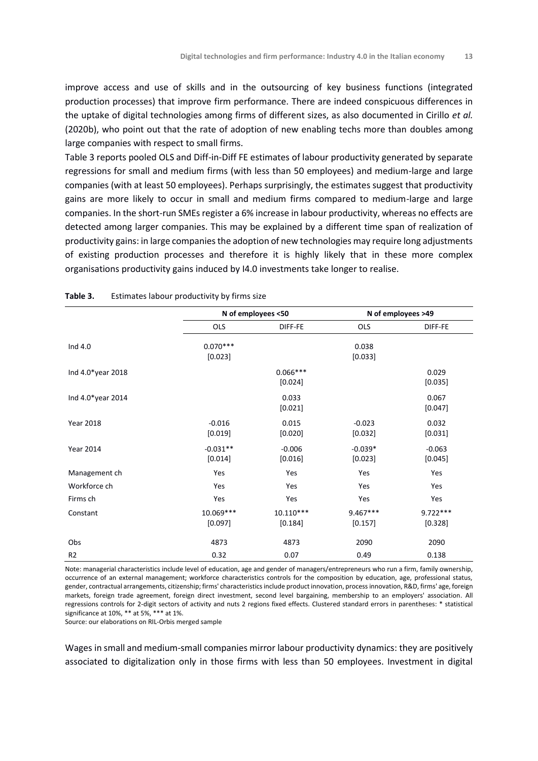improve access and use of skills and in the outsourcing of key business functions (integrated production processes) that improve firm performance. There are indeed conspicuous differences in the uptake of digital technologies among firms of different sizes, as also documented in Cirillo *et al.* (2020b), who point out that the rate of adoption of new enabling techs more than doubles among large companies with respect to small firms.

Table 3 reports pooled OLS and Diff-in-Diff FE estimates of labour productivity generated by separate regressions for small and medium firms (with less than 50 employees) and medium-large and large companies (with at least 50 employees). Perhaps surprisingly, the estimates suggest that productivity gains are more likely to occur in small and medium firms compared to medium-large and large companies. In the short-run SMEs register a 6% increase in labour productivity, whereas no effects are detected among larger companies. This may be explained by a different time span of realization of productivity gains: in large companies the adoption of new technologies may require long adjustments of existing production processes and therefore it is highly likely that in these more complex organisations productivity gains induced by I4.0 investments take longer to realise.

**Table 3.** Estimates labour productivity by firms size

| | N of employees <50 | | N of employees >49 | |
|---|---|---|---|---|
| | OLS | DIFF-FE | OLS | DIFF-FE |
| Ind 4.0 | 0.070***<br>[0.023] | | 0.038<br>[0.033] | |
| Ind 4.0*year 2018 | | 0.066***<br>[0.024] | | 0.029<br>[0.035] |
| Ind 4.0*year 2014 | | 0.033<br>[0.021] | | 0.067<br>[0.047] |
| Year 2018 | -0.016<br>[0.019] | 0.015<br>[0.020] | -0.023<br>[0.032] | 0.032<br>[0.031] |
| Year 2014 | -0.031**<br>[0.014] | -0.006<br>[0.016] | -0.039*<br>[0.023] | -0.063<br>[0.045] |
| Management ch | Yes | Yes | Yes | Yes |
| Workforce ch | Yes | Yes | Yes | Yes |
| Firms ch | Yes | Yes | Yes | Yes |
| Constant | 10.069***<br>[0.097] | 10.110***<br>[0.184] | 9.467***<br>[0.157] | 9.722***<br>[0.328] |
| Obs | 4873 | 4873 | 2090 | 2090 |
| R2 | 0.32 | 0.07 | 0.49 | 0.138 |

Note: managerial characteristics include level of education, age and gender of managers/entrepreneurs who run a firm, family ownership, occurrence of an external management; workforce characteristics controls for the composition by education, age, professional status, gender, contractual arrangements, citizenship; firms' characteristics include product innovation, process innovation, R&D, firms' age, foreign markets, foreign trade agreement, foreign direct investment, second level bargaining, membership to an employers' association. All regressions controls for 2-digit sectors of activity and nuts 2 regions fixed effects. Clustered standard errors in parentheses: * statistical significance at 10%, ** at 5%, *** at 1%.

Source: our elaborations on RIL-Orbis merged sample

Wages in small and medium-small companies mirror labour productivity dynamics: they are positively associated to digitalization only in those firms with less than 50 employees. Investment in digital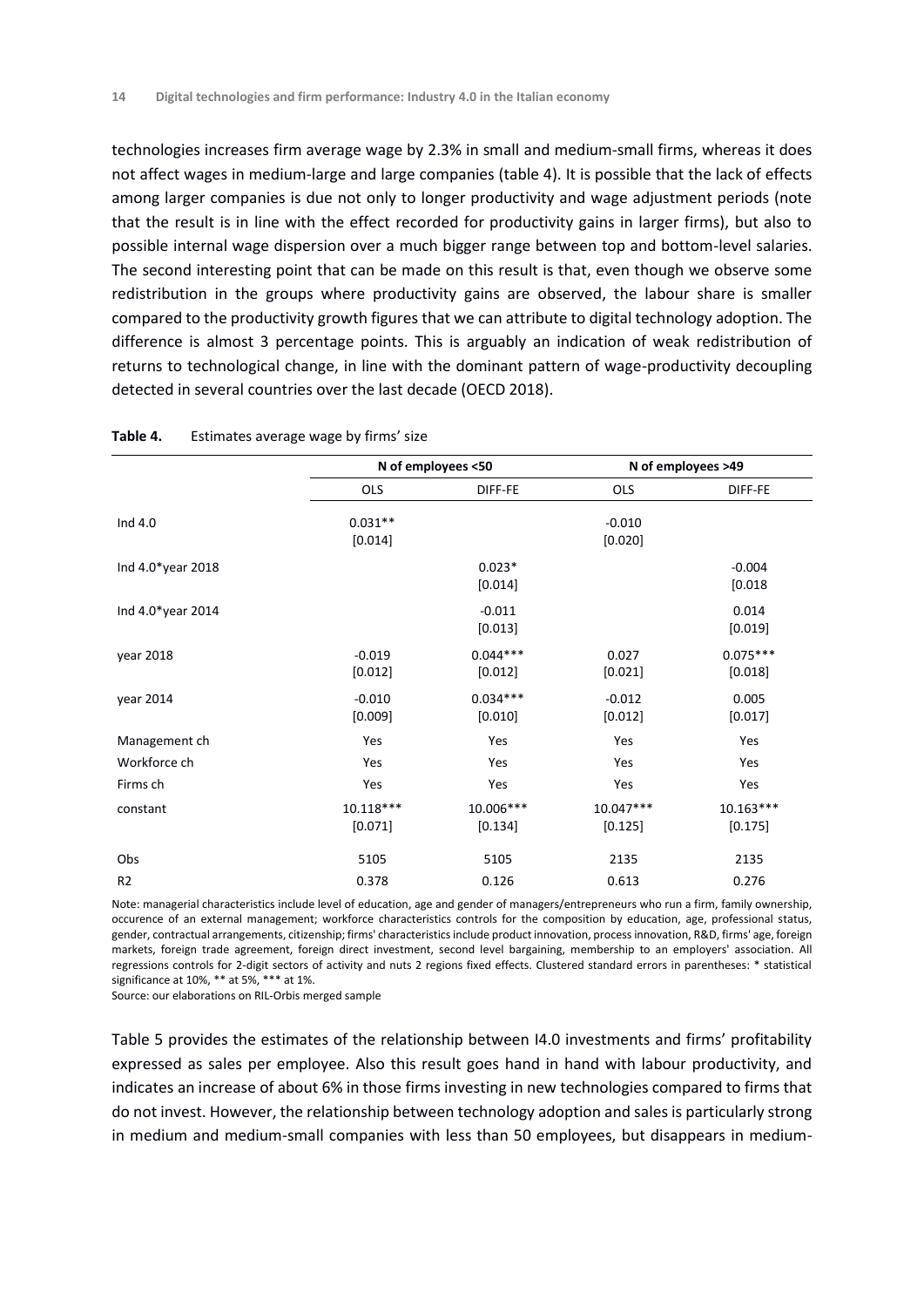technologies increases firm average wage by 2.3% in small and medium-small firms, whereas it does not affect wages in medium-large and large companies (table 4). It is possible that the lack of effects among larger companies is due not only to longer productivity and wage adjustment periods (note that the result is in line with the effect recorded for productivity gains in larger firms), but also to possible internal wage dispersion over a much bigger range between top and bottom-level salaries. The second interesting point that can be made on this result is that, even though we observe some redistribution in the groups where productivity gains are observed, the labour share is smaller compared to the productivity growth figures that we can attribute to digital technology adoption. The difference is almost 3 percentage points. This is arguably an indication of weak redistribution of returns to technological change, in line with the dominant pattern of wage-productivity decoupling detected in several countries over the last decade (OECD 2018).

**Table 4.** Estimates average wage by firms' size

| | N of employees <50 | | N of employees >49 | |
|---|---|---|---|---|
| | OLS | DIFF-FE | OLS | DIFF-FE |
| Ind 4.0 | 0.031** [0.014] | | -0.010 [0.020] | |
| Ind 4.0*year 2018 | | 0.023* [0.014] | | -0.004 [0.018 |
| Ind 4.0*year 2014 | | -0.011 [0.013] | | 0.014 [0.019] |
| year 2018 | -0.019 [0.012] | 0.044*** [0.012] | 0.027 [0.021] | 0.075*** [0.018] |
| year 2014 | -0.010 [0.009] | 0.034*** [0.010] | -0.012 [0.012] | 0.005 [0.017] |
| Management ch | Yes | Yes | Yes | Yes |
| Workforce ch | Yes | Yes | Yes | Yes |
| Firms ch | Yes | Yes | Yes | Yes |
| constant | 10.118*** [0.071] | 10.006*** [0.134] | 10.047*** [0.125] | 10.163*** [0.175] |
| Obs | 5105 | 5105 | 2135 | 2135 |
| R2 | 0.378 | 0.126 | 0.613 | 0.276 |

Note: managerial characteristics include level of education, age and gender of managers/entrepreneurs who run a firm, family ownership, occurence of an external management; workforce characteristics controls for the composition by education, age, professional status, gender, contractual arrangements, citizenship; firms' characteristics include product innovation, process innovation, R&D, firms' age, foreign markets, foreign trade agreement, foreign direct investment, second level bargaining, membership to an employers' association. All regressions controls for 2-digit sectors of activity and nuts 2 regions fixed effects. Clustered standard errors in parentheses: * statistical significance at 10%, ** at 5%, *** at 1%.

Source: our elaborations on RIL-Orbis merged sample

Table 5 provides the estimates of the relationship between I4.0 investments and firms' profitability expressed as sales per employee. Also this result goes hand in hand with labour productivity, and indicates an increase of about 6% in those firms investing in new technologies compared to firms that do not invest. However, the relationship between technology adoption and sales is particularly strong in medium and medium-small companies with less than 50 employees, but disappears in medium-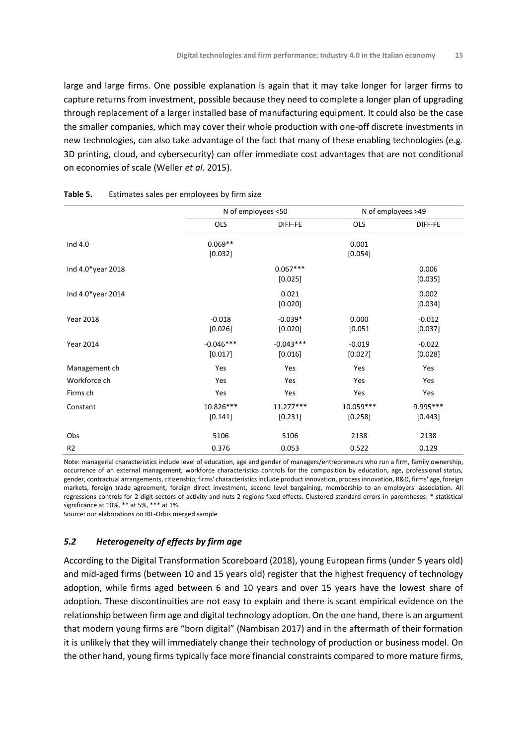large and large firms. One possible explanation is again that it may take longer for larger firms to capture returns from investment, possible because they need to complete a longer plan of upgrading through replacement of a larger installed base of manufacturing equipment. It could also be the case the smaller companies, which may cover their whole production with one-off discrete investments in new technologies, can also take advantage of the fact that many of these enabling technologies (e.g. 3D printing, cloud, and cybersecurity) can offer immediate cost advantages that are not conditional on economies of scale (Weller *et al.* 2015).

**Table 5.** Estimates sales per employees by firm size

| | N of employees <50 | | N of employees >49 | |
|---|---|---|---|---|
| | OLS | DIFF-FE | OLS | DIFF-FE |
| Ind 4.0 | 0.069**<br>[0.032] | | 0.001<br>[0.054] | |
| Ind 4.0*year 2018 | | 0.067***<br>[0.025] | | 0.006<br>[0.035] |
| Ind 4.0*year 2014 | | 0.021<br>[0.020] | | 0.002<br>[0.034] |
| Year 2018 | -0.018<br>[0.026] | -0.039*<br>[0.020] | 0.000<br>[0.051 | -0.012<br>[0.037] |
| Year 2014 | -0.046***<br>[0.017] | -0.043***<br>[0.016] | -0.019<br>[0.027] | -0.022<br>[0.028] |
| Management ch | Yes | Yes | Yes | Yes |
| Workforce ch | Yes | Yes | Yes | Yes |
| Firms ch | Yes | Yes | Yes | Yes |
| Constant | 10.826***<br>[0.141] | 11.277***<br>[0.231] | 10.059***<br>[0.258] | 9.995***<br>[0.443] |
| Obs | 5106 | 5106 | 2138 | 2138 |
| R2 | 0.376 | 0.053 | 0.522 | 0.129 |

Note: managerial characteristics include level of education, age and gender of managers/entrepreneurs who run a firm, family ownership, occurrence of an external management; workforce characteristics controls for the composition by education, age, professional status, gender, contractual arrangements, citizenship; firms' characteristics include product innovation, process innovation, R&D, firms' age, foreign markets, foreign trade agreement, foreign direct investment, second level bargaining, membership to an employers' association. All regressions controls for 2-digit sectors of activity and nuts 2 regions fixed effects. Clustered standard errors in parentheses: * statistical significance at 10%, ** at 5%, *** at 1%.

Source: our elaborations on RIL-Orbis merged sample

### *5.2 Heterogeneity of effects by firm age*

According to the Digital Transformation Scoreboard (2018), young European firms (under 5 years old) and mid-aged firms (between 10 and 15 years old) register that the highest frequency of technology adoption, while firms aged between 6 and 10 years and over 15 years have the lowest share of adoption. These discontinuities are not easy to explain and there is scant empirical evidence on the relationship between firm age and digital technology adoption. On the one hand, there is an argument that modern young firms are "born digital" (Nambisan 2017) and in the aftermath of their formation it is unlikely that they will immediately change their technology of production or business model. On the other hand, young firms typically face more financial constraints compared to more mature firms,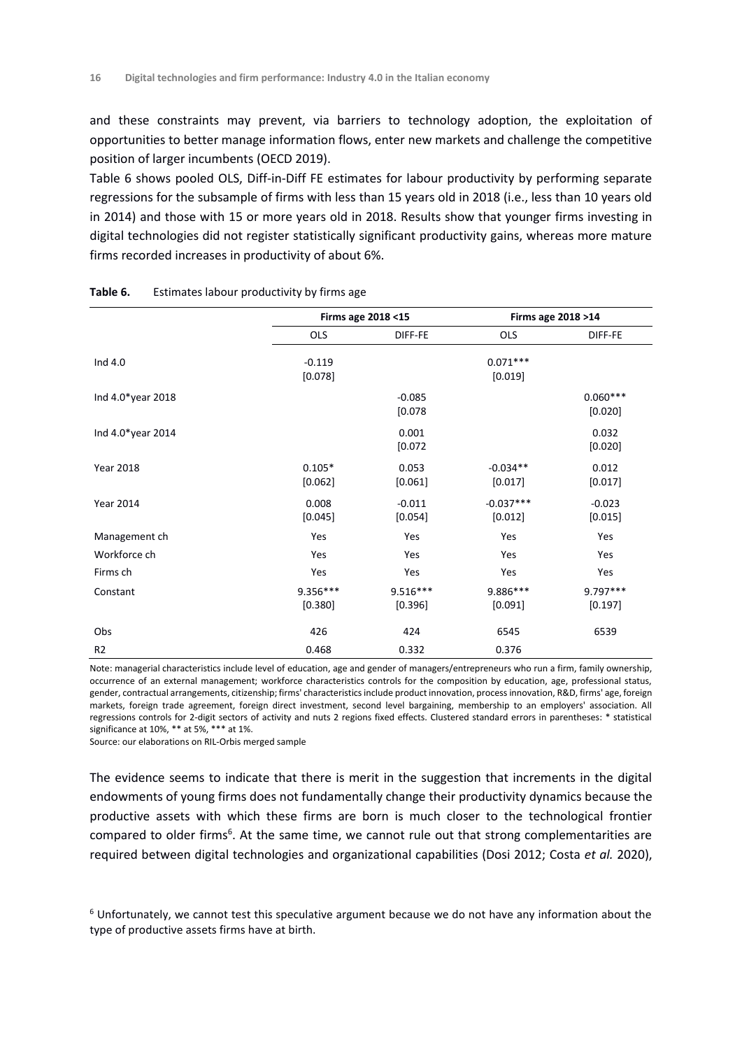and these constraints may prevent, via barriers to technology adoption, the exploitation of opportunities to better manage information flows, enter new markets and challenge the competitive position of larger incumbents (OECD 2019).

Table 6 shows pooled OLS, Diff-in-Diff FE estimates for labour productivity by performing separate regressions for the subsample of firms with less than 15 years old in 2018 (i.e., less than 10 years old in 2014) and those with 15 or more years old in 2018. Results show that younger firms investing in digital technologies did not register statistically significant productivity gains, whereas more mature firms recorded increases in productivity of about 6%.

**Table 6.** Estimates labour productivity by firms age

| | Firms age 2018 <15 | | Firms age 2018 >14 | |
|---|---|---|---|---|
| | OLS | DIFF-FE | OLS | DIFF-FE |
| Ind 4.0 | -0.119<br>[0.078] | | 0.071***<br>[0.019] | |
| Ind 4.0*year 2018 | | -0.085<br>[0.078 | | 0.060***<br>[0.020] |
| Ind 4.0*year 2014 | | 0.001<br>[0.072 | | 0.032<br>[0.020] |
| Year 2018 | 0.105*<br>[0.062] | 0.053<br>[0.061] | -0.034**<br>[0.017] | 0.012<br>[0.017] |
| Year 2014 | 0.008<br>[0.045] | -0.011<br>[0.054] | -0.037***<br>[0.012] | -0.023<br>[0.015] |
| Management ch | Yes | Yes | Yes | Yes |
| Workforce ch | Yes | Yes | Yes | Yes |
| Firms ch | Yes | Yes | Yes | Yes |
| Constant | 9.356***<br>[0.380] | 9.516***<br>[0.396] | 9.886***<br>[0.091] | 9.797***<br>[0.197] |
| Obs | 426 | 424 | 6545 | 6539 |
| R2 | 0.468 | 0.332 | 0.376 | |

Note: managerial characteristics include level of education, age and gender of managers/entrepreneurs who run a firm, family ownership, occurrence of an external management; workforce characteristics controls for the composition by education, age, professional status, gender, contractual arrangements, citizenship; firms' characteristics include product innovation, process innovation, R&D, firms' age, foreign markets, foreign trade agreement, foreign direct investment, second level bargaining, membership to an employers' association. All regressions controls for 2-digit sectors of activity and nuts 2 regions fixed effects. Clustered standard errors in parentheses: * statistical significance at 10%, ** at 5%, *** at 1%.

Source: our elaborations on RIL-Orbis merged sample

The evidence seems to indicate that there is merit in the suggestion that increments in the digital endowments of young firms does not fundamentally change their productivity dynamics because the productive assets with which these firms are born is much closer to the technological frontier compared to older firms[6]. At the same time, we cannot rule out that strong complementarities are required between digital technologies and organizational capabilities (Dosi 2012; Costa *et al.* 2020),

[6] Unfortunately, we cannot test this speculative argument because we do not have any information about the type of productive assets firms have at birth.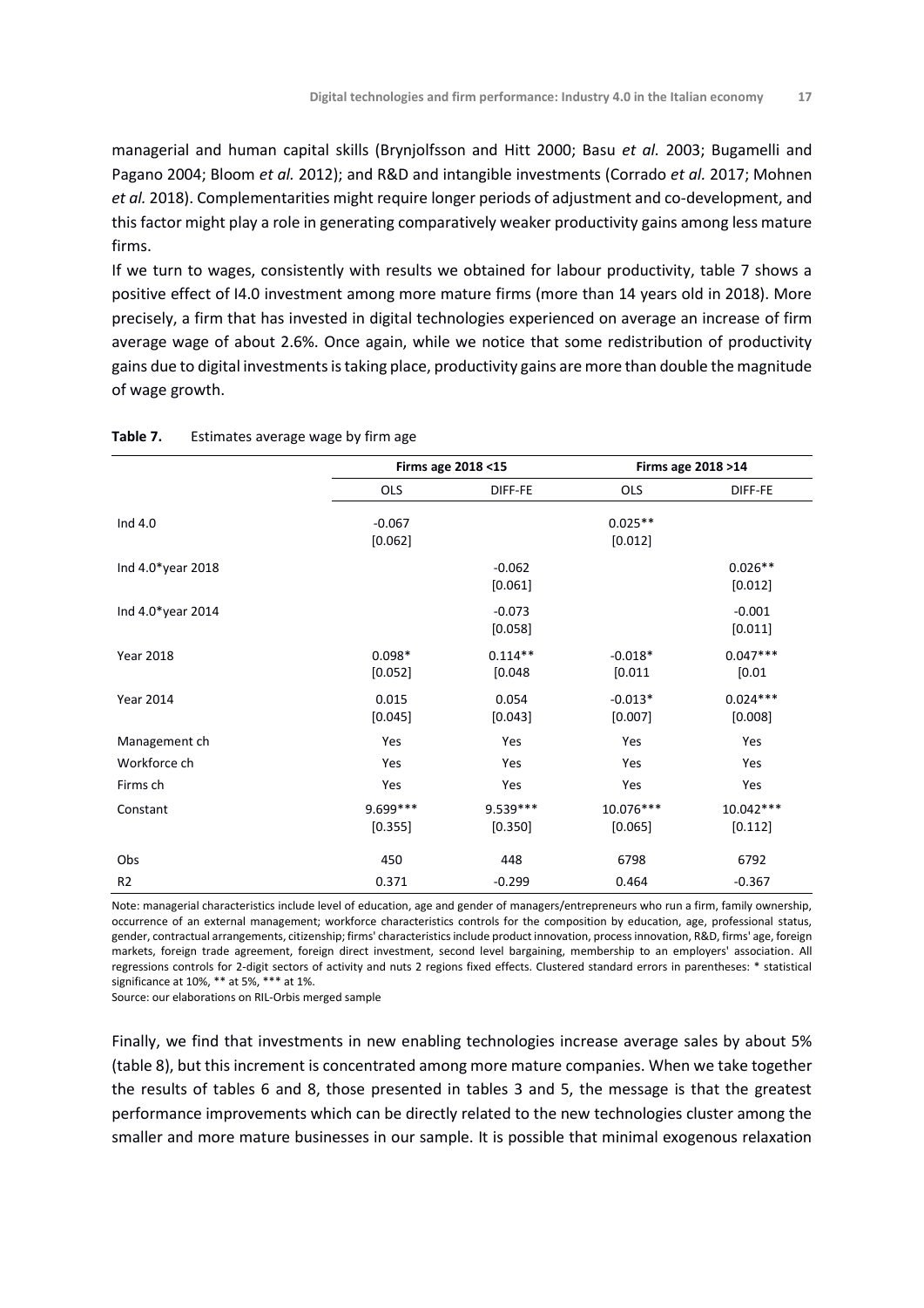managerial and human capital skills (Brynjolfsson and Hitt 2000; Basu *et al.* 2003; Bugamelli and Pagano 2004; Bloom *et al.* 2012); and R&D and intangible investments (Corrado *et al.* 2017; Mohnen *et al.* 2018). Complementarities might require longer periods of adjustment and co-development, and this factor might play a role in generating comparatively weaker productivity gains among less mature firms.

If we turn to wages, consistently with results we obtained for labour productivity, table 7 shows a positive effect of I4.0 investment among more mature firms (more than 14 years old in 2018). More precisely, a firm that has invested in digital technologies experienced on average an increase of firm average wage of about 2.6%. Once again, while we notice that some redistribution of productivity gains due to digital investments is taking place, productivity gains are more than double the magnitude of wage growth.

**Table 7.** Estimates average wage by firm age

| | Firms age 2018 <15 | | Firms age 2018 >14 | |
|---|---|---|---|---|
| | OLS | DIFF-FE | OLS | DIFF-FE |
| Ind 4.0 | -0.067<br>[0.062] | | 0.025**<br>[0.012] | |
| Ind 4.0*year 2018 | | -0.062<br>[0.061] | | 0.026**<br>[0.012] |
| Ind 4.0*year 2014 | | -0.073<br>[0.058] | | -0.001<br>[0.011] |
| Year 2018 | 0.098*<br>[0.052] | 0.114**<br>[0.048 | -0.018*<br>[0.011 | 0.047***<br>[0.01 |
| Year 2014 | 0.015<br>[0.045] | 0.054<br>[0.043] | -0.013*<br>[0.007] | 0.024***<br>[0.008] |
| Management ch | Yes | Yes | Yes | Yes |
| Workforce ch | Yes | Yes | Yes | Yes |
| Firms ch | Yes | Yes | Yes | Yes |
| Constant | 9.699***<br>[0.355] | 9.539***<br>[0.350] | 10.076***<br>[0.065] | 10.042***<br>[0.112] |
| Obs | 450 | 448 | 6798 | 6792 |
| R2 | 0.371 | -0.299 | 0.464 | -0.367 |

Note: managerial characteristics include level of education, age and gender of managers/entrepreneurs who run a firm, family ownership, occurrence of an external management; workforce characteristics controls for the composition by education, age, professional status, gender, contractual arrangements, citizenship; firms' characteristics include product innovation, process innovation, R&D, firms' age, foreign markets, foreign trade agreement, foreign direct investment, second level bargaining, membership to an employers' association. All regressions controls for 2-digit sectors of activity and nuts 2 regions fixed effects. Clustered standard errors in parentheses: * statistical significance at 10%, ** at 5%, *** at 1%.

Source: our elaborations on RIL-Orbis merged sample

Finally, we find that investments in new enabling technologies increase average sales by about 5% (table 8), but this increment is concentrated among more mature companies. When we take together the results of tables 6 and 8, those presented in tables 3 and 5, the message is that the greatest performance improvements which can be directly related to the new technologies cluster among the smaller and more mature businesses in our sample. It is possible that minimal exogenous relaxation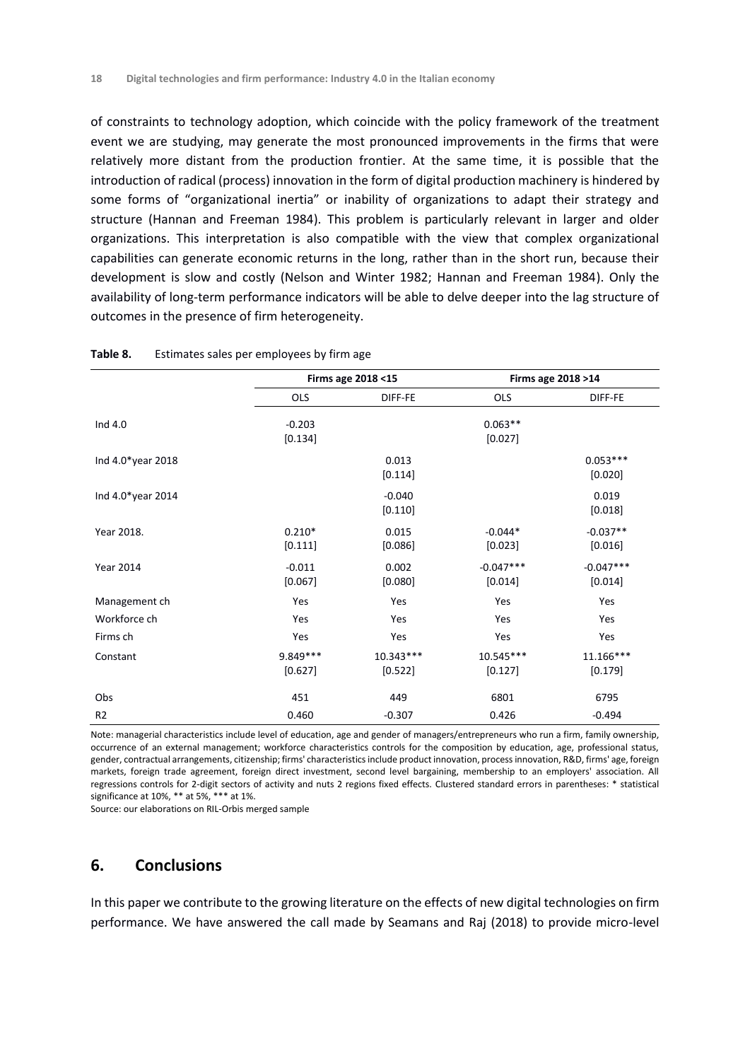of constraints to technology adoption, which coincide with the policy framework of the treatment event we are studying, may generate the most pronounced improvements in the firms that were relatively more distant from the production frontier. At the same time, it is possible that the introduction of radical (process) innovation in the form of digital production machinery is hindered by some forms of "organizational inertia" or inability of organizations to adapt their strategy and structure (Hannan and Freeman 1984). This problem is particularly relevant in larger and older organizations. This interpretation is also compatible with the view that complex organizational capabilities can generate economic returns in the long, rather than in the short run, because their development is slow and costly (Nelson and Winter 1982; Hannan and Freeman 1984). Only the availability of long-term performance indicators will be able to delve deeper into the lag structure of outcomes in the presence of firm heterogeneity.

**Table 8.** Estimates sales per employees by firm age

| | Firms age 2018 <15 | | Firms age 2018 >14 | |
|---|---|---|---|---|
| | OLS | DIFF-FE | OLS | DIFF-FE |
| Ind 4.0 | -0.203<br>[0.134] | | 0.063**<br>[0.027] | |
| Ind 4.0*year 2018 | | 0.013<br>[0.114] | | 0.053***<br>[0.020] |
| Ind 4.0*year 2014 | | -0.040<br>[0.110] | | 0.019<br>[0.018] |
| Year 2018. | 0.210*<br>[0.111] | 0.015<br>[0.086] | -0.044*<br>[0.023] | -0.037**<br>[0.016] |
| Year 2014 | -0.011<br>[0.067] | 0.002<br>[0.080] | -0.047***<br>[0.014] | -0.047***<br>[0.014] |
| Management ch | Yes | Yes | Yes | Yes |
| Workforce ch | Yes | Yes | Yes | Yes |
| Firms ch | Yes | Yes | Yes | Yes |
| Constant | 9.849***<br>[0.627] | 10.343***<br>[0.522] | 10.545***<br>[0.127] | 11.166***<br>[0.179] |
| Obs | 451 | 449 | 6801 | 6795 |
| R2 | 0.460 | -0.307 | 0.426 | -0.494 |

Note: managerial characteristics include level of education, age and gender of managers/entrepreneurs who run a firm, family ownership, occurrence of an external management; workforce characteristics controls for the composition by education, age, professional status, gender, contractual arrangements, citizenship; firms' characteristics include product innovation, process innovation, R&D, firms' age, foreign markets, foreign trade agreement, foreign direct investment, second level bargaining, membership to an employers' association. All regressions controls for 2-digit sectors of activity and nuts 2 regions fixed effects. Clustered standard errors in parentheses: * statistical significance at 10%, ** at 5%, *** at 1%.

Source: our elaborations on RIL-Orbis merged sample

## 6. Conclusions

In this paper we contribute to the growing literature on the effects of new digital technologies on firm performance. We have answered the call made by Seamans and Raj (2018) to provide micro-level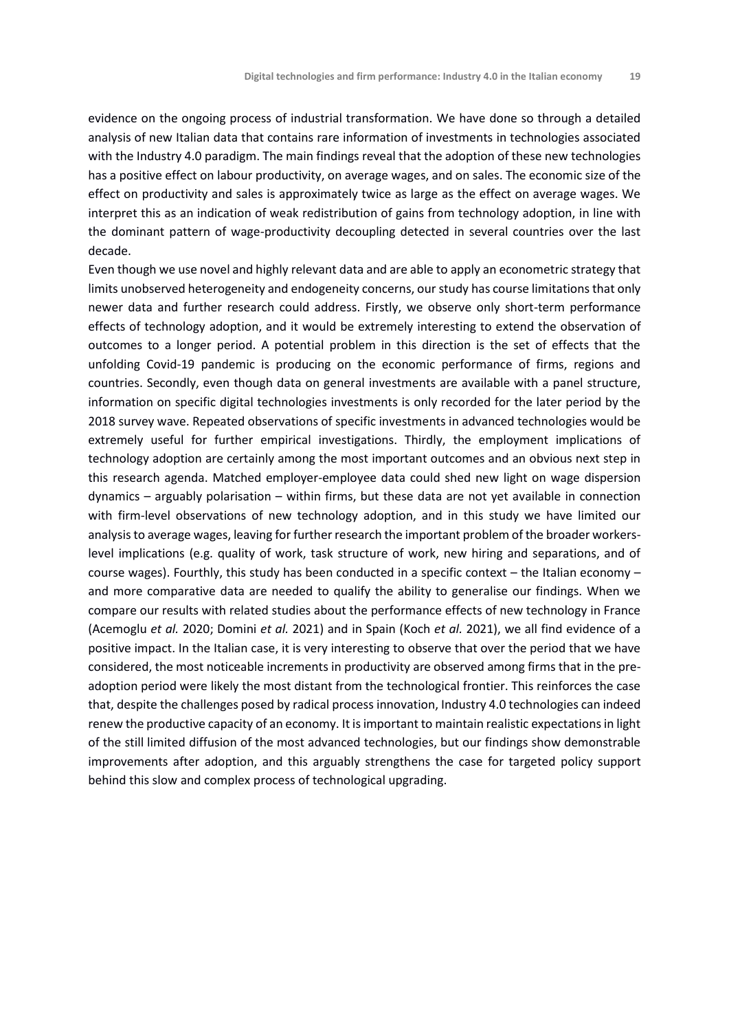evidence on the ongoing process of industrial transformation. We have done so through a detailed analysis of new Italian data that contains rare information of investments in technologies associated with the Industry 4.0 paradigm. The main findings reveal that the adoption of these new technologies has a positive effect on labour productivity, on average wages, and on sales. The economic size of the effect on productivity and sales is approximately twice as large as the effect on average wages. We interpret this as an indication of weak redistribution of gains from technology adoption, in line with the dominant pattern of wage-productivity decoupling detected in several countries over the last decade.

Even though we use novel and highly relevant data and are able to apply an econometric strategy that limits unobserved heterogeneity and endogeneity concerns, our study has course limitations that only newer data and further research could address. Firstly, we observe only short-term performance effects of technology adoption, and it would be extremely interesting to extend the observation of outcomes to a longer period. A potential problem in this direction is the set of effects that the unfolding Covid-19 pandemic is producing on the economic performance of firms, regions and countries. Secondly, even though data on general investments are available with a panel structure, information on specific digital technologies investments is only recorded for the later period by the 2018 survey wave. Repeated observations of specific investments in advanced technologies would be extremely useful for further empirical investigations. Thirdly, the employment implications of technology adoption are certainly among the most important outcomes and an obvious next step in this research agenda. Matched employer-employee data could shed new light on wage dispersion dynamics – arguably polarisation – within firms, but these data are not yet available in connection with firm-level observations of new technology adoption, and in this study we have limited our analysis to average wages, leaving for further research the important problem of the broader workers-level implications (e.g. quality of work, task structure of work, new hiring and separations, and of course wages). Fourthly, this study has been conducted in a specific context – the Italian economy – and more comparative data are needed to qualify the ability to generalise our findings. When we compare our results with related studies about the performance effects of new technology in France (Acemoglu *et al.* 2020; Domini *et al.* 2021) and in Spain (Koch *et al.* 2021), we all find evidence of a positive impact. In the Italian case, it is very interesting to observe that over the period that we have considered, the most noticeable increments in productivity are observed among firms that in the pre-adoption period were likely the most distant from the technological frontier. This reinforces the case that, despite the challenges posed by radical process innovation, Industry 4.0 technologies can indeed renew the productive capacity of an economy. It is important to maintain realistic expectations in light of the still limited diffusion of the most advanced technologies, but our findings show demonstrable improvements after adoption, and this arguably strengthens the case for targeted policy support behind this slow and complex process of technological upgrading.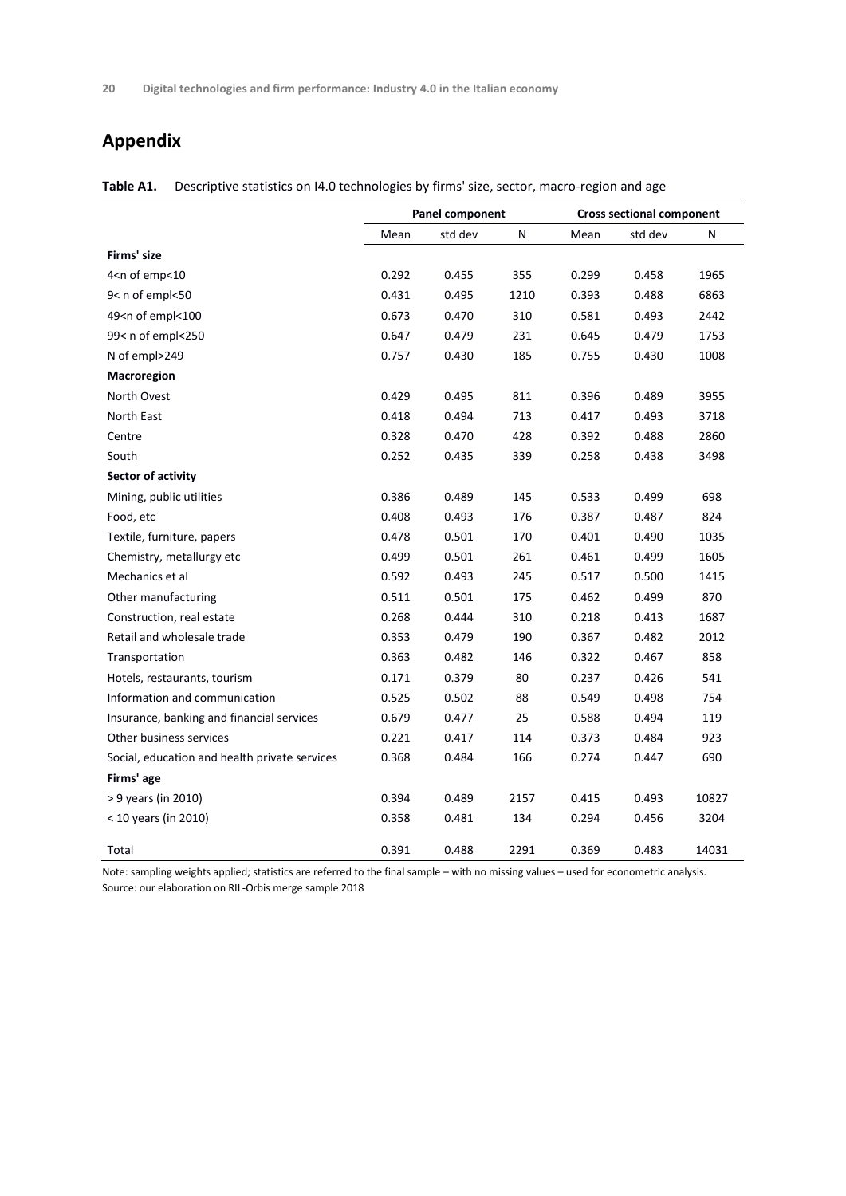# Appendix

**Table A1.** Descriptive statistics on I4.0 technologies by firms' size, sector, macro-region and age

| | Panel component | | | Cross sectional component | | |
|---|---|---|---|---|---|---|
| | Mean | std dev | N | Mean | std dev | N |
| **Firms' size** | | | | | | |
| 4<n of emp<10 | 0.292 | 0.455 | 355 | 0.299 | 0.458 | 1965 |
| 9< n of empl<50 | 0.431 | 0.495 | 1210 | 0.393 | 0.488 | 6863 |
| 49<n of empl<100 | 0.673 | 0.470 | 310 | 0.581 | 0.493 | 2442 |
| 99< n of empl<250 | 0.647 | 0.479 | 231 | 0.645 | 0.479 | 1753 |
| N of empl>249 | 0.757 | 0.430 | 185 | 0.755 | 0.430 | 1008 |
| **Macroregion** | | | | | | |
| North Ovest | 0.429 | 0.495 | 811 | 0.396 | 0.489 | 3955 |
| North East | 0.418 | 0.494 | 713 | 0.417 | 0.493 | 3718 |
| Centre | 0.328 | 0.470 | 428 | 0.392 | 0.488 | 2860 |
| South | 0.252 | 0.435 | 339 | 0.258 | 0.438 | 3498 |
| **Sector of activity** | | | | | | |
| Mining, public utilities | 0.386 | 0.489 | 145 | 0.533 | 0.499 | 698 |
| Food, etc | 0.408 | 0.493 | 176 | 0.387 | 0.487 | 824 |
| Textile, furniture, papers | 0.478 | 0.501 | 170 | 0.401 | 0.490 | 1035 |
| Chemistry, metallurgy etc | 0.499 | 0.501 | 261 | 0.461 | 0.499 | 1605 |
| Mechanics et al | 0.592 | 0.493 | 245 | 0.517 | 0.500 | 1415 |
| Other manufacturing | 0.511 | 0.501 | 175 | 0.462 | 0.499 | 870 |
| Construction, real estate | 0.268 | 0.444 | 310 | 0.218 | 0.413 | 1687 |
| Retail and wholesale trade | 0.353 | 0.479 | 190 | 0.367 | 0.482 | 2012 |
| Transportation | 0.363 | 0.482 | 146 | 0.322 | 0.467 | 858 |
| Hotels, restaurants, tourism | 0.171 | 0.379 | 80 | 0.237 | 0.426 | 541 |
| Information and communication | 0.525 | 0.502 | 88 | 0.549 | 0.498 | 754 |
| Insurance, banking and financial services | 0.679 | 0.477 | 25 | 0.588 | 0.494 | 119 |
| Other business services | 0.221 | 0.417 | 114 | 0.373 | 0.484 | 923 |
| Social, education and health private services | 0.368 | 0.484 | 166 | 0.274 | 0.447 | 690 |
| **Firms' age** | | | | | | |
| > 9 years (in 2010) | 0.394 | 0.489 | 2157 | 0.415 | 0.493 | 10827 |
| < 10 years (in 2010) | 0.358 | 0.481 | 134 | 0.294 | 0.456 | 3204 |
| Total | 0.391 | 0.488 | 2291 | 0.369 | 0.483 | 14031 |

Note: sampling weights applied; statistics are referred to the final sample – with no missing values – used for econometric analysis.
Source: our elaboration on RIL-Orbis merge sample 2018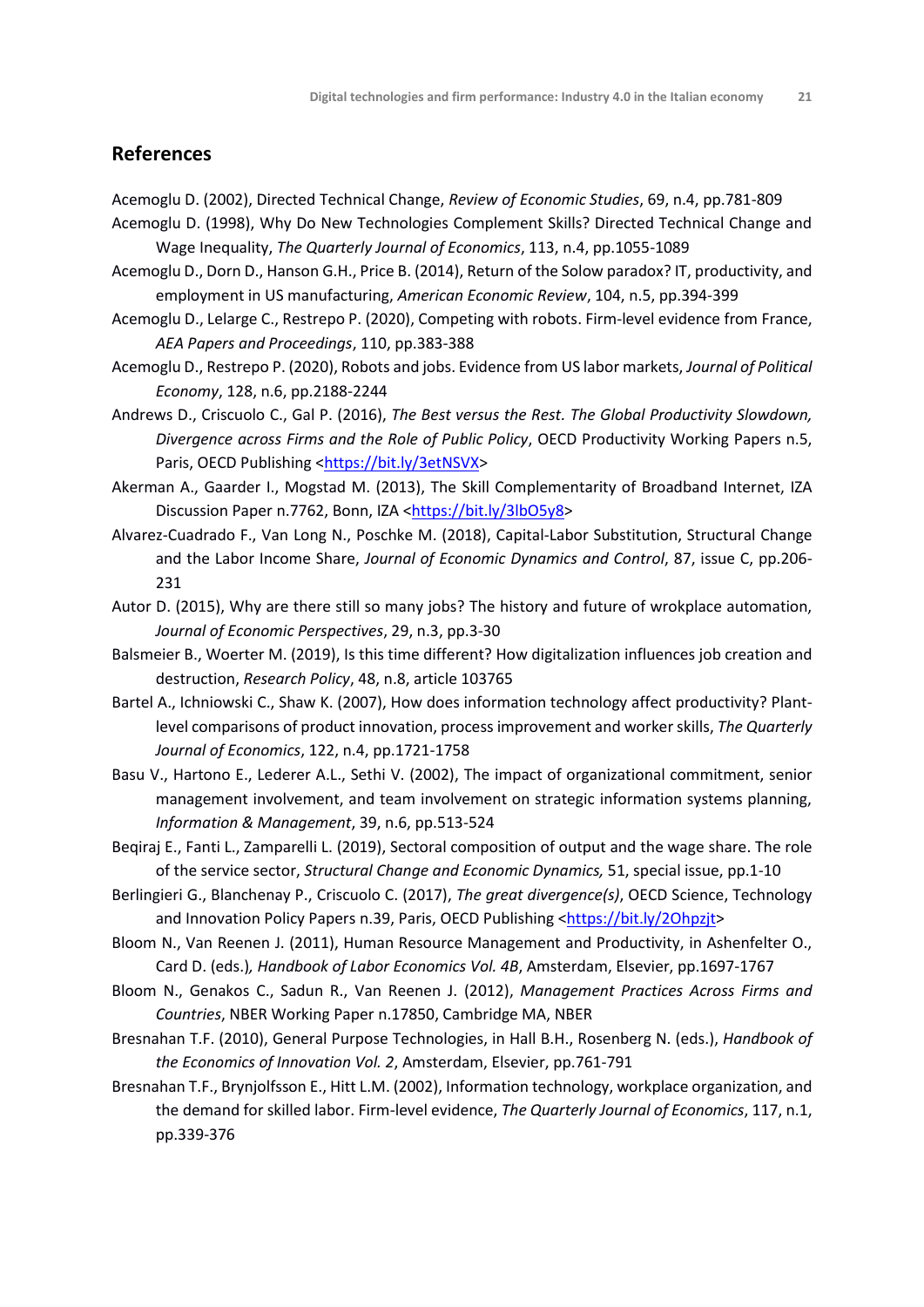## References

Acemoglu D. (2002), Directed Technical Change, *Review of Economic Studies*, 69, n.4, pp.781-809

Acemoglu D. (1998), Why Do New Technologies Complement Skills? Directed Technical Change and Wage Inequality, *The Quarterly Journal of Economics*, 113, n.4, pp.1055-1089

Acemoglu D., Dorn D., Hanson G.H., Price B. (2014), Return of the Solow paradox? IT, productivity, and employment in US manufacturing, *American Economic Review*, 104, n.5, pp.394-399

Acemoglu D., Lelarge C., Restrepo P. (2020), Competing with robots. Firm-level evidence from France, *AEA Papers and Proceedings*, 110, pp.383-388

Acemoglu D., Restrepo P. (2020), Robots and jobs. Evidence from US labor markets, *Journal of Political Economy*, 128, n.6, pp.2188-2244

Andrews D., Criscuolo C., Gal P. (2016), *The Best versus the Rest. The Global Productivity Slowdown, Divergence across Firms and the Role of Public Policy*, OECD Productivity Working Papers n.5, Paris, OECD Publishing <https://bit.ly/3etNSVX>

Akerman A., Gaarder I., Mogstad M. (2013), The Skill Complementarity of Broadband Internet, IZA Discussion Paper n.7762, Bonn, IZA <https://bit.ly/3lbO5y8>

Alvarez-Cuadrado F., Van Long N., Poschke M. (2018), Capital-Labor Substitution, Structural Change and the Labor Income Share, *Journal of Economic Dynamics and Control*, 87, issue C, pp.206-231

Autor D. (2015), Why are there still so many jobs? The history and future of wrokplace automation, *Journal of Economic Perspectives*, 29, n.3, pp.3-30

Balsmeier B., Woerter M. (2019), Is this time different? How digitalization influences job creation and destruction, *Research Policy*, 48, n.8, article 103765

Bartel A., Ichniowski C., Shaw K. (2007), How does information technology affect productivity? Plant-level comparisons of product innovation, process improvement and worker skills, *The Quarterly Journal of Economics*, 122, n.4, pp.1721-1758

Basu V., Hartono E., Lederer A.L., Sethi V. (2002), The impact of organizational commitment, senior management involvement, and team involvement on strategic information systems planning, *Information & Management*, 39, n.6, pp.513-524

Beqiraj E., Fanti L., Zamparelli L. (2019), Sectoral composition of output and the wage share. The role of the service sector, *Structural Change and Economic Dynamics,* 51, special issue, pp.1-10

Berlingieri G., Blanchenay P., Criscuolo C. (2017), *The great divergence(s)*, OECD Science, Technology and Innovation Policy Papers n.39, Paris, OECD Publishing <https://bit.ly/2Ohpzjt>

Bloom N., Van Reenen J. (2011), Human Resource Management and Productivity, in Ashenfelter O., Card D. (eds.)*, Handbook of Labor Economics Vol. 4B*, Amsterdam, Elsevier, pp.1697-1767

Bloom N., Genakos C., Sadun R., Van Reenen J. (2012), *Management Practices Across Firms and Countries*, NBER Working Paper n.17850, Cambridge MA, NBER

Bresnahan T.F. (2010), General Purpose Technologies, in Hall B.H., Rosenberg N. (eds.), *Handbook of the Economics of Innovation Vol. 2*, Amsterdam, Elsevier, pp.761-791

Bresnahan T.F., Brynjolfsson E., Hitt L.M. (2002), Information technology, workplace organization, and the demand for skilled labor. Firm-level evidence, *The Quarterly Journal of Economics*, 117, n.1, pp.339-376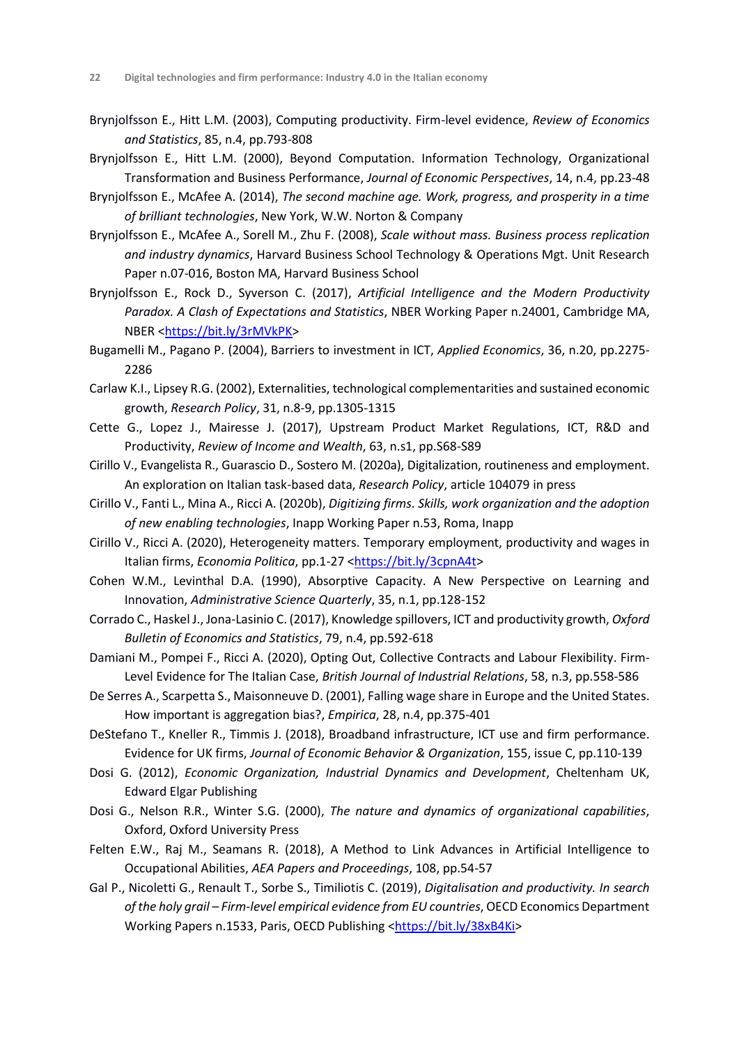Brynjolfsson E., Hitt L.M. (2003), Computing productivity. Firm-level evidence, *Review of Economics and Statistics*, 85, n.4, pp.793-808

Brynjolfsson E., Hitt L.M. (2000), Beyond Computation. Information Technology, Organizational Transformation and Business Performance, *Journal of Economic Perspectives*, 14, n.4, pp.23-48

Brynjolfsson E., McAfee A. (2014), *The second machine age. Work, progress, and prosperity in a time of brilliant technologies*, New York, W.W. Norton & Company

Brynjolfsson E., McAfee A., Sorell M., Zhu F. (2008), *Scale without mass. Business process replication and industry dynamics*, Harvard Business School Technology & Operations Mgt. Unit Research Paper n.07-016, Boston MA, Harvard Business School

Brynjolfsson E., Rock D., Syverson C. (2017), *Artificial Intelligence and the Modern Productivity Paradox. A Clash of Expectations and Statistics*, NBER Working Paper n.24001, Cambridge MA, NBER <https://bit.ly/3rMVkPK>

Bugamelli M., Pagano P. (2004), Barriers to investment in ICT, *Applied Economics*, 36, n.20, pp.2275-2286

Carlaw K.I., Lipsey R.G. (2002), Externalities, technological complementarities and sustained economic growth, *Research Policy*, 31, n.8-9, pp.1305-1315

Cette G., Lopez J., Mairesse J. (2017), Upstream Product Market Regulations, ICT, R&D and Productivity, *Review of Income and Wealth*, 63, n.s1, pp.S68-S89

Cirillo V., Evangelista R., Guarascio D., Sostero M. (2020a), Digitalization, routineness and employment. An exploration on Italian task-based data, *Research Policy*, article 104079 in press

Cirillo V., Fanti L., Mina A., Ricci A. (2020b), *Digitizing firms. Skills, work organization and the adoption of new enabling technologies*, Inapp Working Paper n.53, Roma, Inapp

Cirillo V., Ricci A. (2020), Heterogeneity matters. Temporary employment, productivity and wages in Italian firms, *Economia Politica*, pp.1-27 <https://bit.ly/3cpnA4t>

Cohen W.M., Levinthal D.A. (1990), Absorptive Capacity. A New Perspective on Learning and Innovation, *Administrative Science Quarterly*, 35, n.1, pp.128-152

Corrado C., Haskel J., Jona-Lasinio C. (2017), Knowledge spillovers, ICT and productivity growth, *Oxford Bulletin of Economics and Statistics*, 79, n.4, pp.592-618

Damiani M., Pompei F., Ricci A. (2020), Opting Out, Collective Contracts and Labour Flexibility. Firm-Level Evidence for The Italian Case, *British Journal of Industrial Relations*, 58, n.3, pp.558-586

De Serres A., Scarpetta S., Maisonneuve D. (2001), Falling wage share in Europe and the United States. How important is aggregation bias?, *Empirica*, 28, n.4, pp.375-401

DeStefano T., Kneller R., Timmis J. (2018), Broadband infrastructure, ICT use and firm performance. Evidence for UK firms, *Journal of Economic Behavior & Organization*, 155, issue C, pp.110-139

Dosi G. (2012), *Economic Organization, Industrial Dynamics and Development*, Cheltenham UK, Edward Elgar Publishing

Dosi G., Nelson R.R., Winter S.G. (2000), *The nature and dynamics of organizational capabilities*, Oxford, Oxford University Press

Felten E.W., Raj M., Seamans R. (2018), A Method to Link Advances in Artificial Intelligence to Occupational Abilities, *AEA Papers and Proceedings*, 108, pp.54-57

Gal P., Nicoletti G., Renault T., Sorbe S., Timiliotis C. (2019), *Digitalisation and productivity. In search of the holy grail – Firm-level empirical evidence from EU countries*, OECD Economics Department Working Papers n.1533, Paris, OECD Publishing <https://bit.ly/38xB4Ki>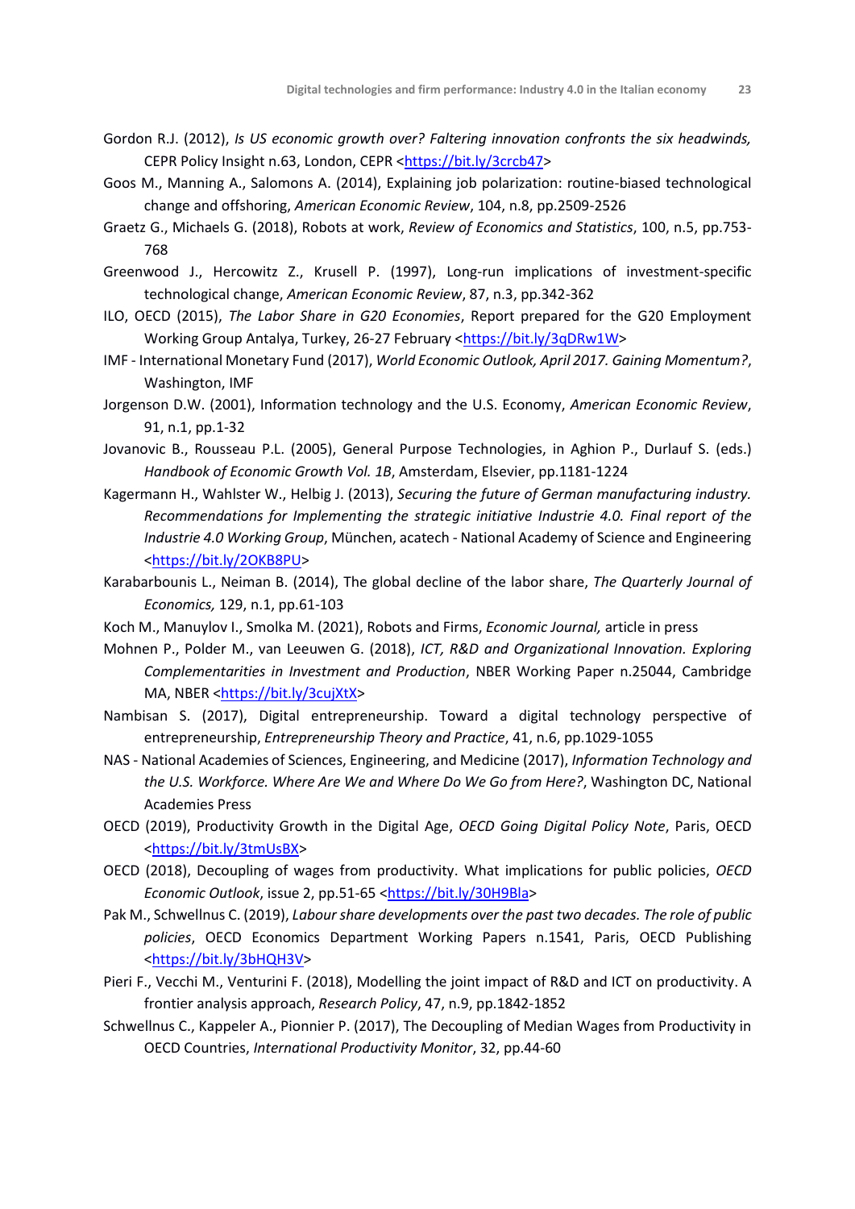Gordon R.J. (2012), *Is US economic growth over? Faltering innovation confronts the six headwinds,* CEPR Policy Insight n.63, London, CEPR <https://bit.ly/3crcb47>

Goos M., Manning A., Salomons A. (2014), Explaining job polarization: routine-biased technological change and offshoring, *American Economic Review*, 104, n.8, pp.2509-2526

Graetz G., Michaels G. (2018), Robots at work, *Review of Economics and Statistics*, 100, n.5, pp.753-768

Greenwood J., Hercowitz Z., Krusell P. (1997), Long-run implications of investment-specific technological change, *American Economic Review*, 87, n.3, pp.342-362

ILO, OECD (2015), *The Labor Share in G20 Economies*, Report prepared for the G20 Employment Working Group Antalya, Turkey, 26-27 February <https://bit.ly/3qDRw1W>

IMF - International Monetary Fund (2017), *World Economic Outlook, April 2017. Gaining Momentum?*, Washington, IMF

Jorgenson D.W. (2001), Information technology and the U.S. Economy, *American Economic Review*, 91, n.1, pp.1-32

Jovanovic B., Rousseau P.L. (2005), General Purpose Technologies, in Aghion P., Durlauf S. (eds.) *Handbook of Economic Growth Vol. 1B*, Amsterdam, Elsevier, pp.1181-1224

Kagermann H., Wahlster W., Helbig J. (2013), *Securing the future of German manufacturing industry. Recommendations for Implementing the strategic initiative Industrie 4.0. Final report of the Industrie 4.0 Working Group*, München, acatech - National Academy of Science and Engineering <https://bit.ly/2OKB8PU>

Karabarbounis L., Neiman B. (2014), The global decline of the labor share, *The Quarterly Journal of Economics,* 129, n.1, pp.61-103

Koch M., Manuylov I., Smolka M. (2021), Robots and Firms, *Economic Journal,* article in press

Mohnen P., Polder M., van Leeuwen G. (2018), *ICT, R&D and Organizational Innovation. Exploring Complementarities in Investment and Production*, NBER Working Paper n.25044, Cambridge MA, NBER <https://bit.ly/3cujXtX>

Nambisan S. (2017), Digital entrepreneurship. Toward a digital technology perspective of entrepreneurship, *Entrepreneurship Theory and Practice*, 41, n.6, pp.1029-1055

NAS - National Academies of Sciences, Engineering, and Medicine (2017), *Information Technology and the U.S. Workforce. Where Are We and Where Do We Go from Here?*, Washington DC, National Academies Press

OECD (2019), Productivity Growth in the Digital Age, *OECD Going Digital Policy Note*, Paris, OECD <https://bit.ly/3tmUsBX>

OECD (2018), Decoupling of wages from productivity. What implications for public policies, *OECD Economic Outlook*, issue 2, pp.51-65 <https://bit.ly/30H9Bla>

Pak M., Schwellnus C. (2019), *Labour share developments over the past two decades. The role of public policies*, OECD Economics Department Working Papers n.1541, Paris, OECD Publishing <https://bit.ly/3bHQH3V>

Pieri F., Vecchi M., Venturini F. (2018), Modelling the joint impact of R&D and ICT on productivity. A frontier analysis approach, *Research Policy*, 47, n.9, pp.1842-1852

Schwellnus C., Kappeler A., Pionnier P. (2017), The Decoupling of Median Wages from Productivity in OECD Countries, *International Productivity Monitor*, 32, pp.44-60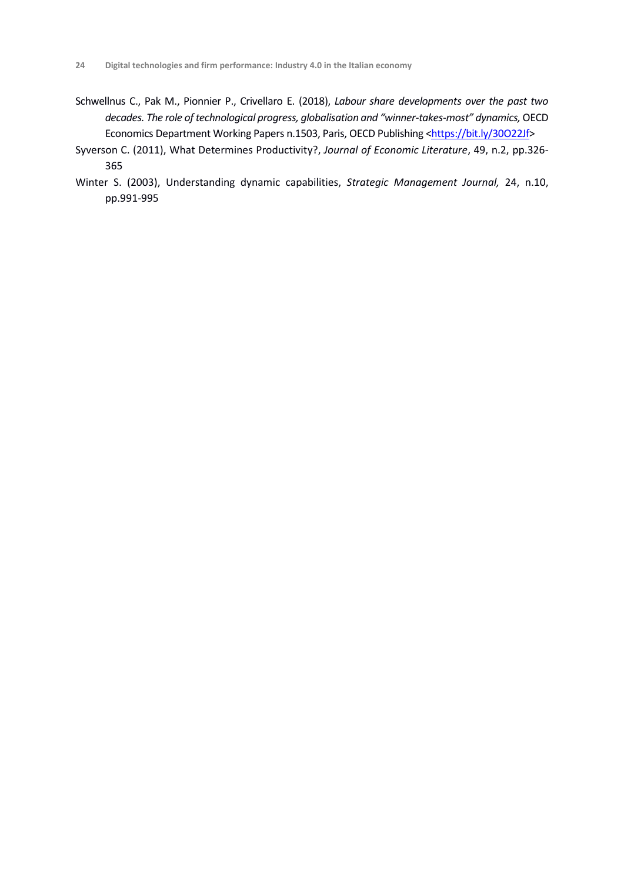Schwellnus C., Pak M., Pionnier P., Crivellaro E. (2018), *Labour share developments over the past two decades. The role of technological progress, globalisation and "winner-takes-most" dynamics,* OECD Economics Department Working Papers n.1503, Paris, OECD Publishing <https://bit.ly/30O22Jf>

Syverson C. (2011), What Determines Productivity?, *Journal of Economic Literature*, 49, n.2, pp.326-365

Winter S. (2003), Understanding dynamic capabilities, *Strategic Management Journal,* 24, n.10, pp.991-995